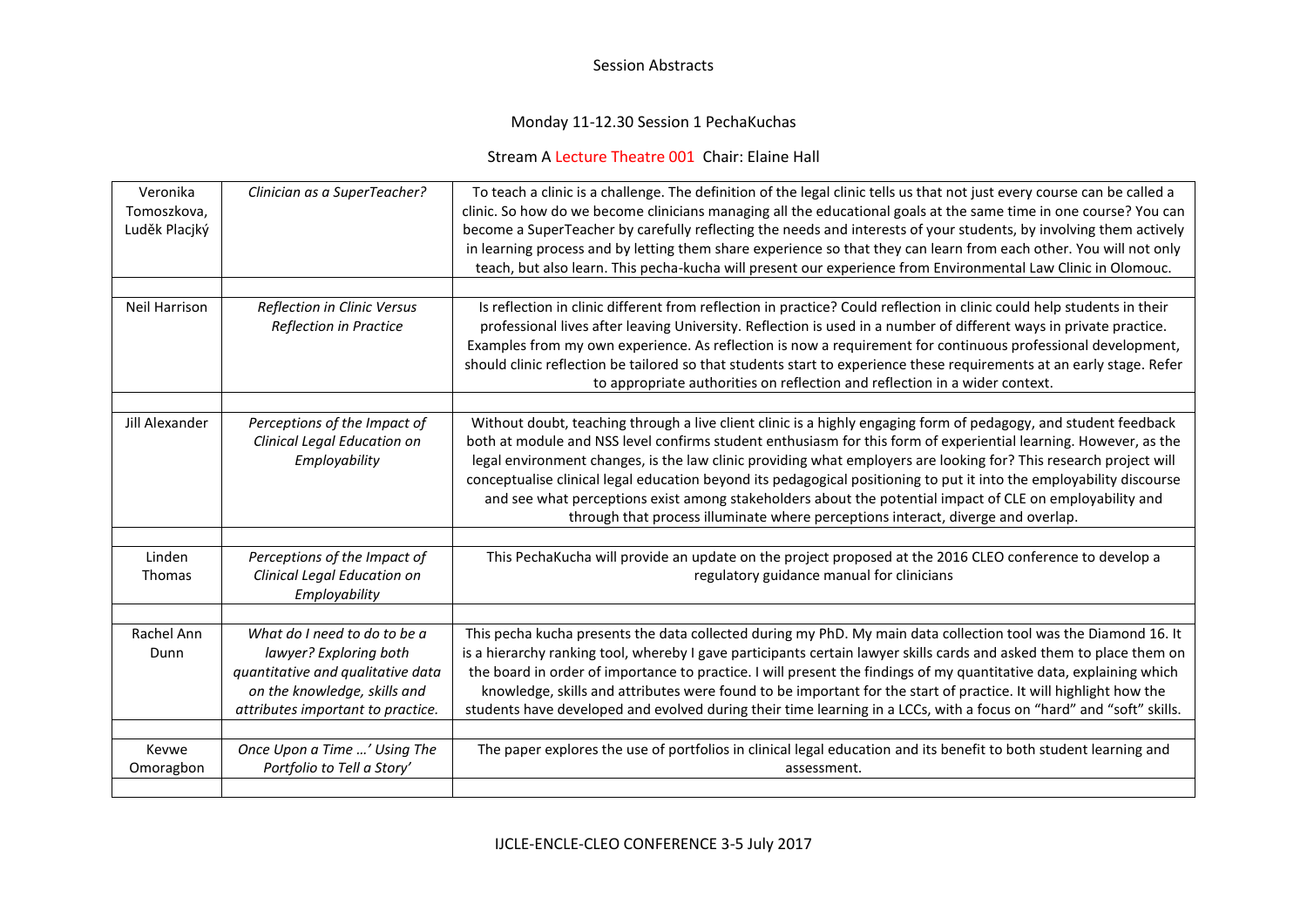Session Abstracts

## Monday 11-12.30 Session 1 PechaKuchas

### Stream A Lecture Theatre 001 Chair: Elaine Hall

| | | |
|---|---|---|
| Veronika Tomoszkova, Luděk Placjký | *Clinician as a SuperTeacher?* | To teach a clinic is a challenge. The definition of the legal clinic tells us that not just every course can be called a clinic. So how do we become clinicians managing all the educational goals at the same time in one course? You can become a SuperTeacher by carefully reflecting the needs and interests of your students, by involving them actively in learning process and by letting them share experience so that they can learn from each other. You will not only teach, but also learn. This pecha-kucha will present our experience from Environmental Law Clinic in Olomouc. |
| | | |
| Neil Harrison | *Reflection in Clinic Versus Reflection in Practice* | Is reflection in clinic different from reflection in practice? Could reflection in clinic could help students in their professional lives after leaving University. Reflection is used in a number of different ways in private practice. Examples from my own experience. As reflection is now a requirement for continuous professional development, should clinic reflection be tailored so that students start to experience these requirements at an early stage. Refer to appropriate authorities on reflection and reflection in a wider context. |
| | | |
| Jill Alexander | *Perceptions of the Impact of Clinical Legal Education on Employability* | Without doubt, teaching through a live client clinic is a highly engaging form of pedagogy, and student feedback both at module and NSS level confirms student enthusiasm for this form of experiential learning. However, as the legal environment changes, is the law clinic providing what employers are looking for? This research project will conceptualise clinical legal education beyond its pedagogical positioning to put it into the employability discourse and see what perceptions exist among stakeholders about the potential impact of CLE on employability and through that process illuminate where perceptions interact, diverge and overlap. |
| | | |
| Linden Thomas | *Perceptions of the Impact of Clinical Legal Education on Employability* | This PechaKucha will provide an update on the project proposed at the 2016 CLEO conference to develop a regulatory guidance manual for clinicians |
| | | |
| Rachel Ann Dunn | *What do I need to do to be a lawyer? Exploring both quantitative and qualitative data on the knowledge, skills and attributes important to practice.* | This pecha kucha presents the data collected during my PhD. My main data collection tool was the Diamond 16. It is a hierarchy ranking tool, whereby I gave participants certain lawyer skills cards and asked them to place them on the board in order of importance to practice. I will present the findings of my quantitative data, explaining which knowledge, skills and attributes were found to be important for the start of practice. It will highlight how the students have developed and evolved during their time learning in a LCCs, with a focus on "hard" and "soft" skills. |
| | | |
| Kevwe Omoragbon | *Once Upon a Time …' Using The Portfolio to Tell a Story'* | The paper explores the use of portfolios in clinical legal education and its benefit to both student learning and assessment. |
| | | |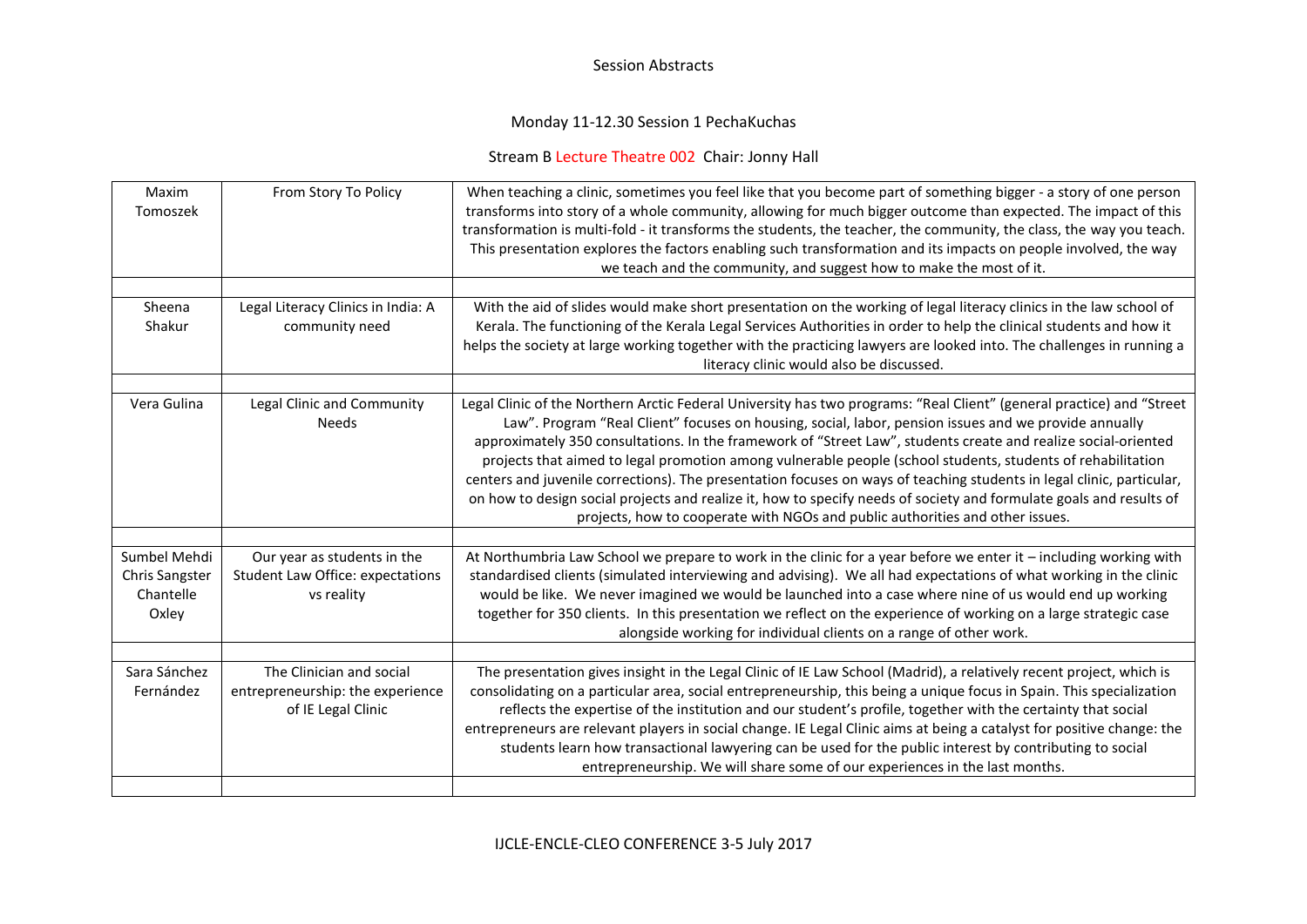Session Abstracts

Monday 11-12.30 Session 1 PechaKuchas

Stream B Lecture Theatre 002 Chair: Jonny Hall

| | | |
|---|---|---|
| Maxim Tomoszek | From Story To Policy | When teaching a clinic, sometimes you feel like that you become part of something bigger - a story of one person transforms into story of a whole community, allowing for much bigger outcome than expected. The impact of this transformation is multi-fold - it transforms the students, the teacher, the community, the class, the way you teach. This presentation explores the factors enabling such transformation and its impacts on people involved, the way we teach and the community, and suggest how to make the most of it. |
| | | |
| Sheena Shakur | Legal Literacy Clinics in India: A community need | With the aid of slides would make short presentation on the working of legal literacy clinics in the law school of Kerala. The functioning of the Kerala Legal Services Authorities in order to help the clinical students and how it helps the society at large working together with the practicing lawyers are looked into. The challenges in running a literacy clinic would also be discussed. |
| | | |
| Vera Gulina | Legal Clinic and Community Needs | Legal Clinic of the Northern Arctic Federal University has two programs: "Real Client" (general practice) and "Street Law". Program "Real Client" focuses on housing, social, labor, pension issues and we provide annually approximately 350 consultations. In the framework of "Street Law", students create and realize social-oriented projects that aimed to legal promotion among vulnerable people (school students, students of rehabilitation centers and juvenile corrections). The presentation focuses on ways of teaching students in legal clinic, particular, on how to design social projects and realize it, how to specify needs of society and formulate goals and results of projects, how to cooperate with NGOs and public authorities and other issues. |
| | | |
| Sumbel Mehdi<br>Chris Sangster<br>Chantelle Oxley | Our year as students in the Student Law Office: expectations vs reality | At Northumbria Law School we prepare to work in the clinic for a year before we enter it – including working with standardised clients (simulated interviewing and advising). We all had expectations of what working in the clinic would be like. We never imagined we would be launched into a case where nine of us would end up working together for 350 clients. In this presentation we reflect on the experience of working on a large strategic case alongside working for individual clients on a range of other work. |
| | | |
| Sara Sánchez Fernández | The Clinician and social entrepreneurship: the experience of IE Legal Clinic | The presentation gives insight in the Legal Clinic of IE Law School (Madrid), a relatively recent project, which is consolidating on a particular area, social entrepreneurship, this being a unique focus in Spain. This specialization reflects the expertise of the institution and our student's profile, together with the certainty that social entrepreneurs are relevant players in social change. IE Legal Clinic aims at being a catalyst for positive change: the students learn how transactional lawyering can be used for the public interest by contributing to social entrepreneurship. We will share some of our experiences in the last months. |
| | | |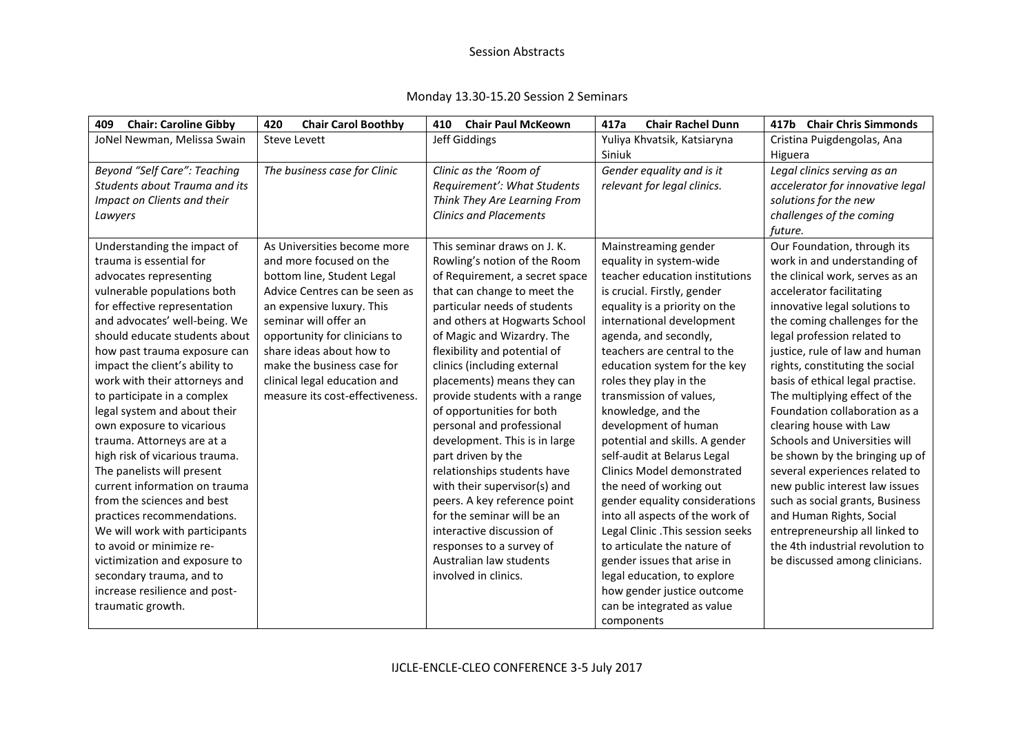Session Abstracts

## Monday 13.30-15.20 Session 2 Seminars

| **409 Chair: Caroline Gibby** | **420 Chair Carol Boothby** | **410 Chair Paul McKeown** | **417a Chair Rachel Dunn** | **417b Chair Chris Simmonds** |
|---|---|---|---|---|
| JoNel Newman, Melissa Swain | Steve Levett | Jeff Giddings | Yuliya Khvatsik, Katsiaryna Siniuk | Cristina Puigdengolas, Ana Higuera |
| *Beyond "Self Care": Teaching Students about Trauma and its Impact on Clients and their Lawyers* | *The business case for Clinic* | *Clinic as the 'Room of Requirement': What Students Think They Are Learning From Clinics and Placements* | *Gender equality and is it relevant for legal clinics.* | *Legal clinics serving as an accelerator for innovative legal solutions for the new challenges of the coming future.* |
| Understanding the impact of trauma is essential for advocates representing vulnerable populations both for effective representation and advocates' well-being. We should educate students about how past trauma exposure can impact the client's ability to work with their attorneys and to participate in a complex legal system and about their own exposure to vicarious trauma. Attorneys are at a high risk of vicarious trauma. The panelists will present current information on trauma from the sciences and best practices recommendations. We will work with participants to avoid or minimize re-victimization and exposure to secondary trauma, and to increase resilience and post-traumatic growth. | As Universities become more and more focused on the bottom line, Student Legal Advice Centres can be seen as an expensive luxury. This seminar will offer an opportunity for clinicians to share ideas about how to make the business case for clinical legal education and measure its cost-effectiveness. | This seminar draws on J. K. Rowling's notion of the Room of Requirement, a secret space that can change to meet the particular needs of students and others at Hogwarts School of Magic and Wizardry. The flexibility and potential of clinics (including external placements) means they can provide students with a range of opportunities for both personal and professional development. This is in large part driven by the relationships students have with their supervisor(s) and peers. A key reference point for the seminar will be an interactive discussion of responses to a survey of Australian law students involved in clinics. | Mainstreaming gender equality in system-wide teacher education institutions is crucial. Firstly, gender equality is a priority on the international development agenda, and secondly, teachers are central to the education system for the key roles they play in the transmission of values, knowledge, and the development of human potential and skills. A gender self-audit at Belarus Legal Clinics Model demonstrated the need of working out gender equality considerations into all aspects of the work of Legal Clinic .This session seeks to articulate the nature of gender issues that arise in legal education, to explore how gender justice outcome can be integrated as value components | Our Foundation, through its work in and understanding of the clinical work, serves as an accelerator facilitating innovative legal solutions to the coming challenges for the legal profession related to justice, rule of law and human rights, constituting the social basis of ethical legal practise. The multiplying effect of the Foundation collaboration as a clearing house with Law Schools and Universities will be shown by the bringing up of several experiences related to new public interest law issues such as social grants, Business and Human Rights, Social entrepreneurship all linked to the 4th industrial revolution to be discussed among clinicians. |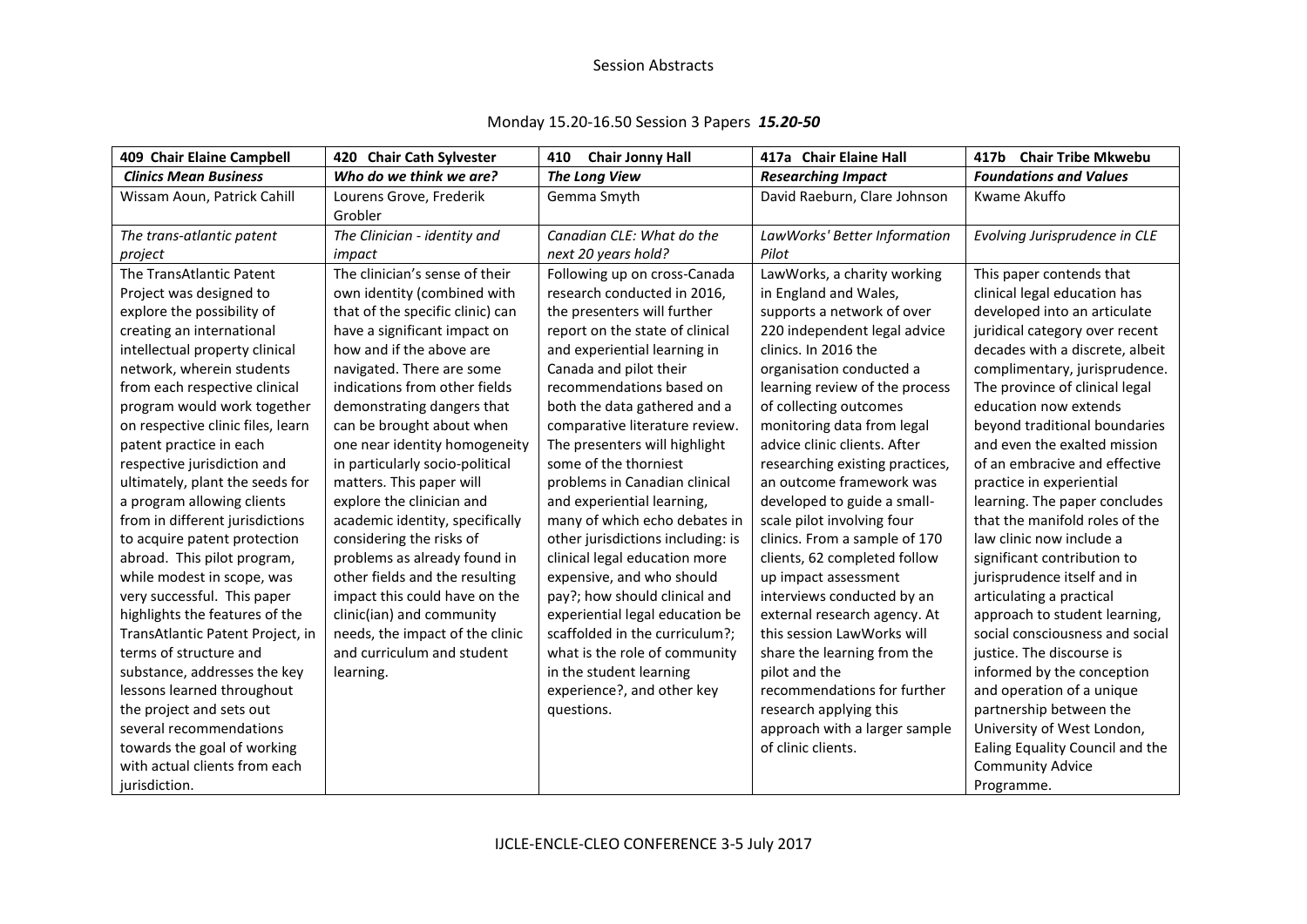Session Abstracts

Monday 15.20-16.50 Session 3 Papers ***15.20-50***

| **409 Chair Elaine Campbell** | **420 Chair Cath Sylvester** | **410 Chair Jonny Hall** | **417a Chair Elaine Hall** | **417b Chair Tribe Mkwebu** |
|---|---|---|---|---|
| ***Clinics Mean Business*** | ***Who do we think we are?*** | ***The Long View*** | ***Researching Impact*** | ***Foundations and Values*** |
| Wissam Aoun, Patrick Cahill | Lourens Grove, Frederik Grobler | Gemma Smyth | David Raeburn, Clare Johnson | Kwame Akuffo |
| *The trans-atlantic patent project* | *The Clinician - identity and impact* | *Canadian CLE: What do the next 20 years hold?* | *LawWorks' Better Information Pilot* | *Evolving Jurisprudence in CLE* |
| The TransAtlantic Patent Project was designed to explore the possibility of creating an international intellectual property clinical network, wherein students from each respective clinical program would work together on respective clinic files, learn patent practice in each respective jurisdiction and ultimately, plant the seeds for a program allowing clients from in different jurisdictions to acquire patent protection abroad. This pilot program, while modest in scope, was very successful. This paper highlights the features of the TransAtlantic Patent Project, in terms of structure and substance, addresses the key lessons learned throughout the project and sets out several recommendations towards the goal of working with actual clients from each jurisdiction. | The clinician's sense of their own identity (combined with that of the specific clinic) can have a significant impact on how and if the above are navigated. There are some indications from other fields demonstrating dangers that can be brought about when one near identity homogeneity in particularly socio-political matters. This paper will explore the clinician and academic identity, specifically considering the risks of problems as already found in other fields and the resulting impact this could have on the clinic(ian) and community needs, the impact of the clinic and curriculum and student learning. | Following up on cross-Canada research conducted in 2016, the presenters will further report on the state of clinical and experiential learning in Canada and pilot their recommendations based on both the data gathered and a comparative literature review. The presenters will highlight some of the thorniest problems in Canadian clinical and experiential learning, many of which echo debates in other jurisdictions including: is clinical legal education more expensive, and who should pay?; how should clinical and experiential legal education be scaffolded in the curriculum?; what is the role of community in the student learning experience?, and other key questions. | LawWorks, a charity working in England and Wales, supports a network of over 220 independent legal advice clinics. In 2016 the organisation conducted a learning review of the process of collecting outcomes monitoring data from legal advice clinic clients. After researching existing practices, an outcome framework was developed to guide a small-scale pilot involving four clinics. From a sample of 170 clients, 62 completed follow up impact assessment interviews conducted by an external research agency. At this session LawWorks will share the learning from the pilot and the recommendations for further research applying this approach with a larger sample of clinic clients. | This paper contends that clinical legal education has developed into an articulate juridical category over recent decades with a discrete, albeit complimentary, jurisprudence. The province of clinical legal education now extends beyond traditional boundaries and even the exalted mission of an embracive and effective practice in experiential learning. The paper concludes that the manifold roles of the law clinic now include a significant contribution to jurisprudence itself and in articulating a practical approach to student learning, social consciousness and social justice. The discourse is informed by the conception and operation of a unique partnership between the University of West London, Ealing Equality Council and the Community Advice Programme. |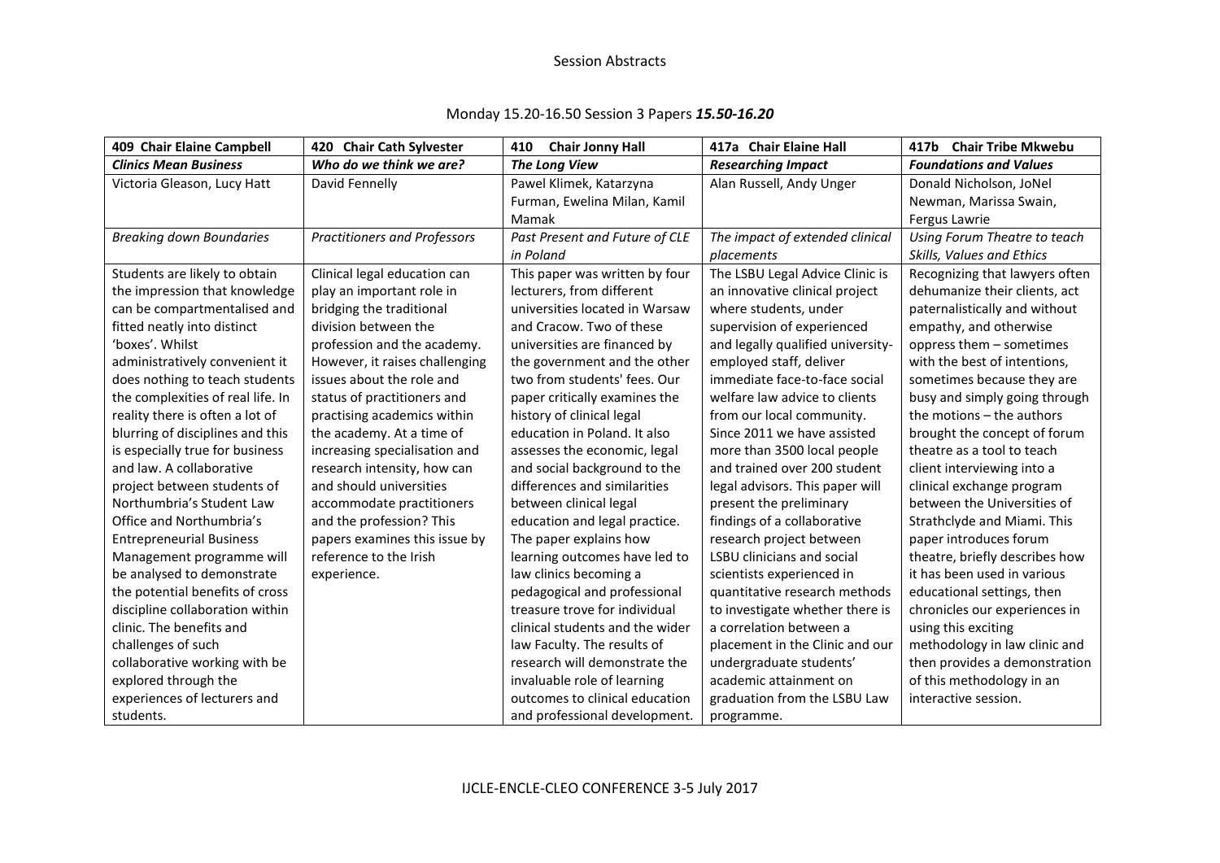## Session Abstracts

### Monday 15.20-16.50 Session 3 Papers ***15.50-16.20***

| 409 Chair Elaine Campbell | 420 Chair Cath Sylvester | 410 Chair Jonny Hall | 417a Chair Elaine Hall | 417b Chair Tribe Mkwebu |
|---|---|---|---|---|
| ***Clinics Mean Business*** | ***Who do we think we are?*** | ***The Long View*** | ***Researching Impact*** | ***Foundations and Values*** |
| Victoria Gleason, Lucy Hatt | David Fennelly | Pawel Klimek, Katarzyna Furman, Ewelina Milan, Kamil Mamak | Alan Russell, Andy Unger | Donald Nicholson, JoNel Newman, Marissa Swain, Fergus Lawrie |
| *Breaking down Boundaries* | *Practitioners and Professors* | *Past Present and Future of CLE in Poland* | *The impact of extended clinical placements* | *Using Forum Theatre to teach Skills, Values and Ethics* |
| Students are likely to obtain the impression that knowledge can be compartmentalised and fitted neatly into distinct 'boxes'. Whilst administratively convenient it does nothing to teach students the complexities of real life. In reality there is often a lot of blurring of disciplines and this is especially true for business and law. A collaborative project between students of Northumbria's Student Law Office and Northumbria's Entrepreneurial Business Management programme will be analysed to demonstrate the potential benefits of cross discipline collaboration within clinic. The benefits and challenges of such collaborative working with be explored through the experiences of lecturers and students. | Clinical legal education can play an important role in bridging the traditional division between the profession and the academy. However, it raises challenging issues about the role and status of practitioners and practising academics within the academy. At a time of increasing specialisation and research intensity, how can and should universities accommodate practitioners and the profession? This papers examines this issue by reference to the Irish experience. | This paper was written by four lecturers, from different universities located in Warsaw and Cracow. Two of these universities are financed by the government and the other two from students' fees. Our paper critically examines the history of clinical legal education in Poland. It also assesses the economic, legal and social background to the differences and similarities between clinical legal education and legal practice. The paper explains how learning outcomes have led to law clinics becoming a pedagogical and professional treasure trove for individual clinical students and the wider law Faculty. The results of research will demonstrate the invaluable role of learning outcomes to clinical education and professional development. | The LSBU Legal Advice Clinic is an innovative clinical project where students, under supervision of experienced and legally qualified university-employed staff, deliver immediate face-to-face social welfare law advice to clients from our local community. Since 2011 we have assisted more than 3500 local people and trained over 200 student legal advisors. This paper will present the preliminary findings of a collaborative research project between LSBU clinicians and social scientists experienced in quantitative research methods to investigate whether there is a correlation between a placement in the Clinic and our undergraduate students' academic attainment on graduation from the LSBU Law programme. | Recognizing that lawyers often dehumanize their clients, act paternalistically and without empathy, and otherwise oppress them – sometimes with the best of intentions, sometimes because they are busy and simply going through the motions – the authors brought the concept of forum theatre as a tool to teach client interviewing into a clinical exchange program between the Universities of Strathclyde and Miami. This paper introduces forum theatre, briefly describes how it has been used in various educational settings, then chronicles our experiences in using this exciting methodology in law clinic and then provides a demonstration of this methodology in an interactive session. |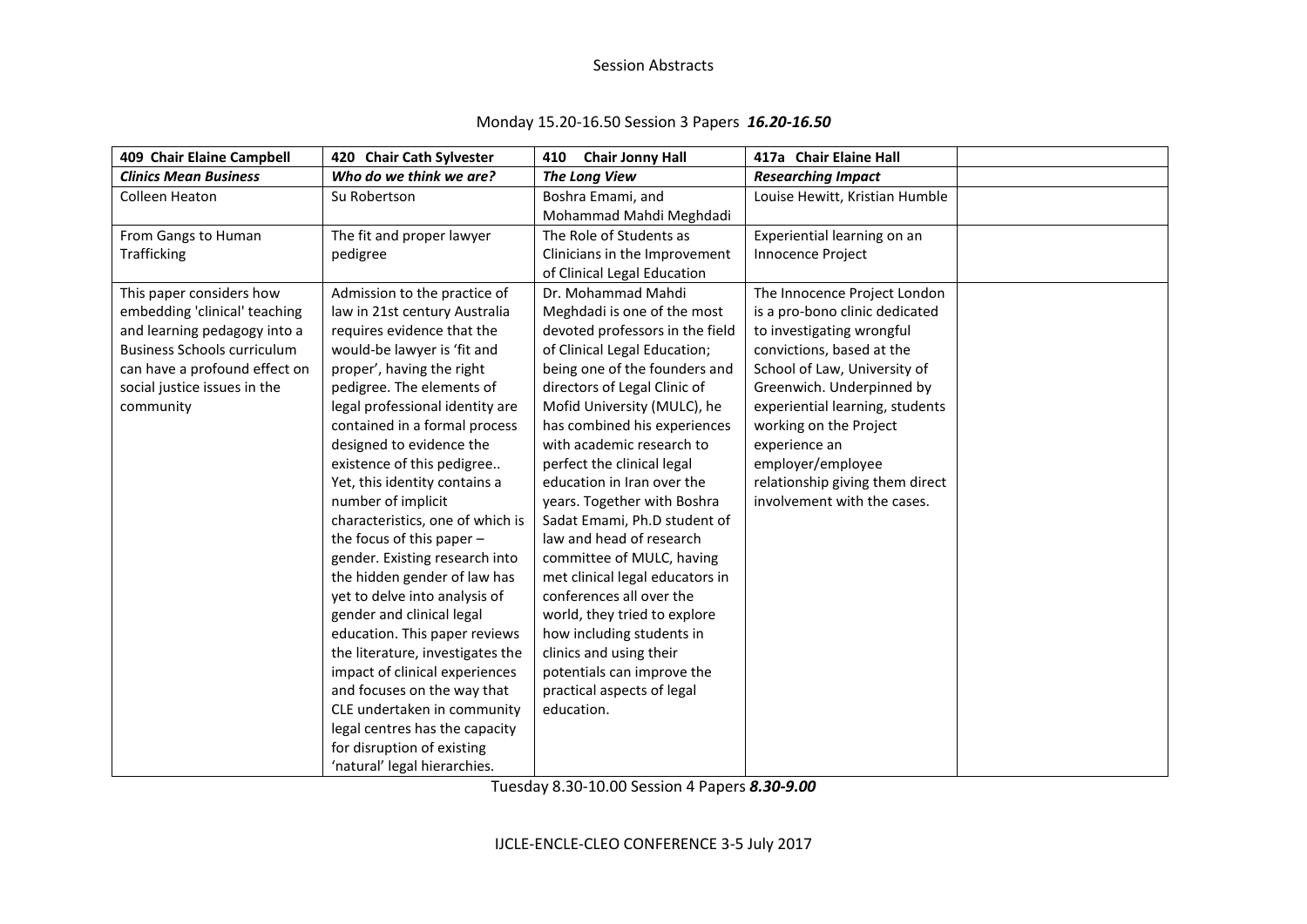Monday 15.20-16.50 Session 3 Papers ***16.20-16.50***

| **409 Chair Elaine Campbell** | **420 Chair Cath Sylvester** | **410 Chair Jonny Hall** | **417a Chair Elaine Hall** | |
|---|---|---|---|---|
| ***Clinics Mean Business*** | ***Who do we think we are?*** | ***The Long View*** | ***Researching Impact*** | |
| Colleen Heaton | Su Robertson | Boshra Emami, and Mohammad Mahdi Meghdadi | Louise Hewitt, Kristian Humble | |
| From Gangs to Human Trafficking | The fit and proper lawyer pedigree | The Role of Students as Clinicians in the Improvement of Clinical Legal Education | Experiential learning on an Innocence Project | |
| This paper considers how embedding 'clinical' teaching and learning pedagogy into a Business Schools curriculum can have a profound effect on social justice issues in the community | Admission to the practice of law in 21st century Australia requires evidence that the would-be lawyer is 'fit and proper', having the right pedigree. The elements of legal professional identity are contained in a formal process designed to evidence the existence of this pedigree.. Yet, this identity contains a number of implicit characteristics, one of which is the focus of this paper – gender. Existing research into the hidden gender of law has yet to delve into analysis of gender and clinical legal education. This paper reviews the literature, investigates the impact of clinical experiences and focuses on the way that CLE undertaken in community legal centres has the capacity for disruption of existing 'natural' legal hierarchies. | Dr. Mohammad Mahdi Meghdadi is one of the most devoted professors in the field of Clinical Legal Education; being one of the founders and directors of Legal Clinic of Mofid University (MULC), he has combined his experiences with academic research to perfect the clinical legal education in Iran over the years. Together with Boshra Sadat Emami, Ph.D student of law and head of research committee of MULC, having met clinical legal educators in conferences all over the world, they tried to explore how including students in clinics and using their potentials can improve the practical aspects of legal education. | The Innocence Project London is a pro-bono clinic dedicated to investigating wrongful convictions, based at the School of Law, University of Greenwich. Underpinned by experiential learning, students working on the Project experience an employer/employee relationship giving them direct involvement with the cases. | |

Tuesday 8.30-10.00 Session 4 Papers ***8.30-9.00***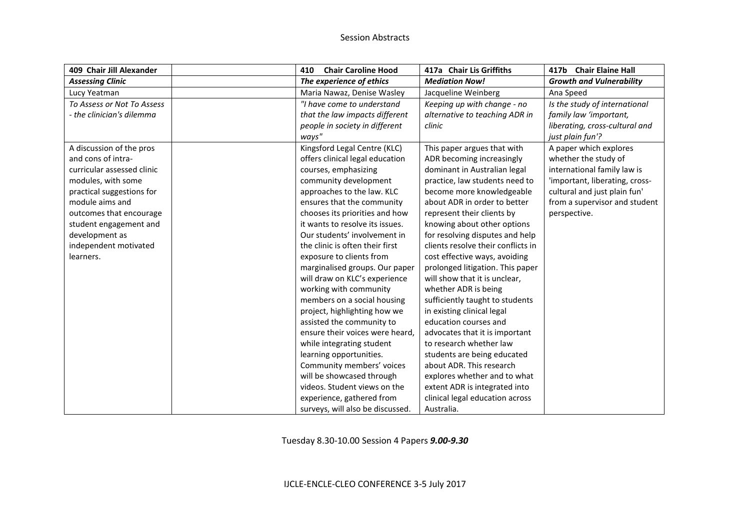Session Abstracts

| 409 Chair Jill Alexander | | 410 Chair Caroline Hood | 417a Chair Lis Griffiths | 417b Chair Elaine Hall |
|---|---|---|---|---|
| ***Assessing Clinic*** | | ***The experience of ethics*** | ***Mediation Now!*** | ***Growth and Vulnerability*** |
| Lucy Yeatman | | Maria Nawaz, Denise Wasley | Jacqueline Weinberg | Ana Speed |
| *To Assess or Not To Assess - the clinician's dilemma* | | *"I have come to understand that the law impacts different people in society in different ways"* | *Keeping up with change - no alternative to teaching ADR in clinic* | *Is the study of international family law 'important, liberating, cross-cultural and just plain fun'?* |
| A discussion of the pros and cons of intra-curricular assessed clinic modules, with some practical suggestions for module aims and outcomes that encourage student engagement and development as independent motivated learners. | | Kingsford Legal Centre (KLC) offers clinical legal education courses, emphasizing community development approaches to the law. KLC ensures that the community chooses its priorities and how it wants to resolve its issues. Our students' involvement in the clinic is often their first exposure to clients from marginalised groups. Our paper will draw on KLC's experience working with community members on a social housing project, highlighting how we assisted the community to ensure their voices were heard, while integrating student learning opportunities. Community members' voices will be showcased through videos. Student views on the experience, gathered from surveys, will also be discussed. | This paper argues that with ADR becoming increasingly dominant in Australian legal practice, law students need to become more knowledgeable about ADR in order to better represent their clients by knowing about other options for resolving disputes and help clients resolve their conflicts in cost effective ways, avoiding prolonged litigation. This paper will show that it is unclear, whether ADR is being sufficiently taught to students in existing clinical legal education courses and advocates that it is important to research whether law students are being educated about ADR. This research explores whether and to what extent ADR is integrated into clinical legal education across Australia. | A paper which explores whether the study of international family law is 'important, liberating, cross-cultural and just plain fun' from a supervisor and student perspective. |

Tuesday 8.30-10.00 Session 4 Papers ***9.00-9.30***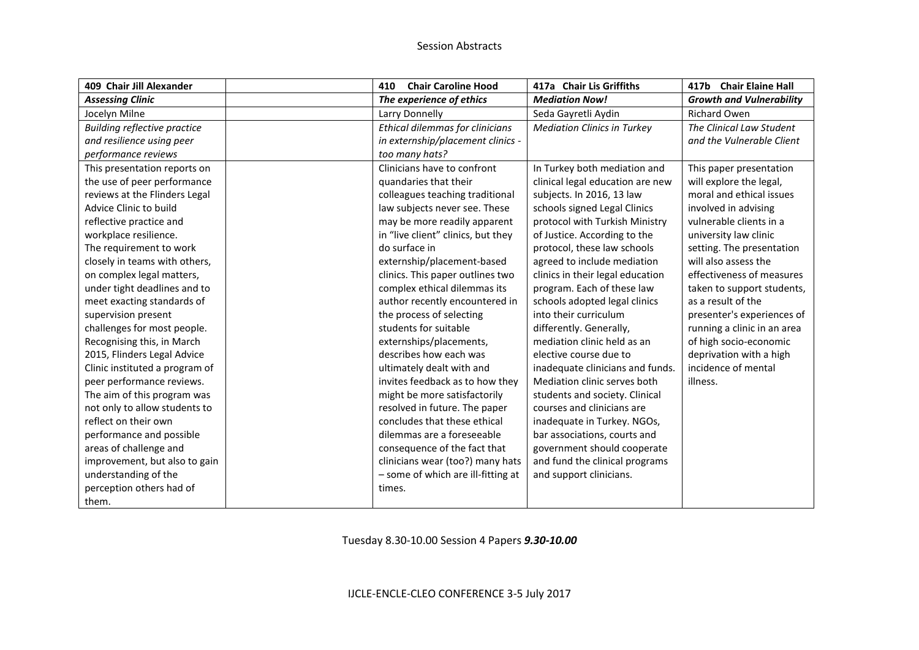| 409 Chair Jill Alexander | | 410 Chair Caroline Hood | 417a Chair Lis Griffiths | 417b Chair Elaine Hall |
|---|---|---|---|---|
| ***Assessing Clinic*** | | ***The experience of ethics*** | ***Mediation Now!*** | ***Growth and Vulnerability*** |
| Jocelyn Milne | | Larry Donnelly | Seda Gayretli Aydin | Richard Owen |
| *Building reflective practice and resilience using peer performance reviews* | | *Ethical dilemmas for clinicians in externship/placement clinics - too many hats?* | *Mediation Clinics in Turkey* | *The Clinical Law Student and the Vulnerable Client* |
| This presentation reports on the use of peer performance reviews at the Flinders Legal Advice Clinic to build reflective practice and workplace resilience. The requirement to work closely in teams with others, on complex legal matters, under tight deadlines and to meet exacting standards of supervision present challenges for most people. Recognising this, in March 2015, Flinders Legal Advice Clinic instituted a program of peer performance reviews. The aim of this program was not only to allow students to reflect on their own performance and possible areas of challenge and improvement, but also to gain understanding of the perception others had of them. | | Clinicians have to confront quandaries that their colleagues teaching traditional law subjects never see. These may be more readily apparent in "live client" clinics, but they do surface in externship/placement-based clinics. This paper outlines two complex ethical dilemmas its author recently encountered in the process of selecting students for suitable externships/placements, describes how each was ultimately dealt with and invites feedback as to how they might be more satisfactorily resolved in future. The paper concludes that these ethical dilemmas are a foreseeable consequence of the fact that clinicians wear (too?) many hats – some of which are ill-fitting at times. | In Turkey both mediation and clinical legal education are new subjects. In 2016, 13 law schools signed Legal Clinics protocol with Turkish Ministry of Justice. According to the protocol, these law schools agreed to include mediation clinics in their legal education program. Each of these law schools adopted legal clinics into their curriculum differently. Generally, mediation clinic held as an elective course due to inadequate clinicians and funds. Mediation clinic serves both students and society. Clinical courses and clinicians are inadequate in Turkey. NGOs, bar associations, courts and government should cooperate and fund the clinical programs and support clinicians. | This paper presentation will explore the legal, moral and ethical issues involved in advising vulnerable clients in a university law clinic setting. The presentation will also assess the effectiveness of measures taken to support students, as a result of the presenter's experiences of running a clinic in an area of high socio-economic deprivation with a high incidence of mental illness. |

Tuesday 8.30-10.00 Session 4 Papers ***9.30-10.00***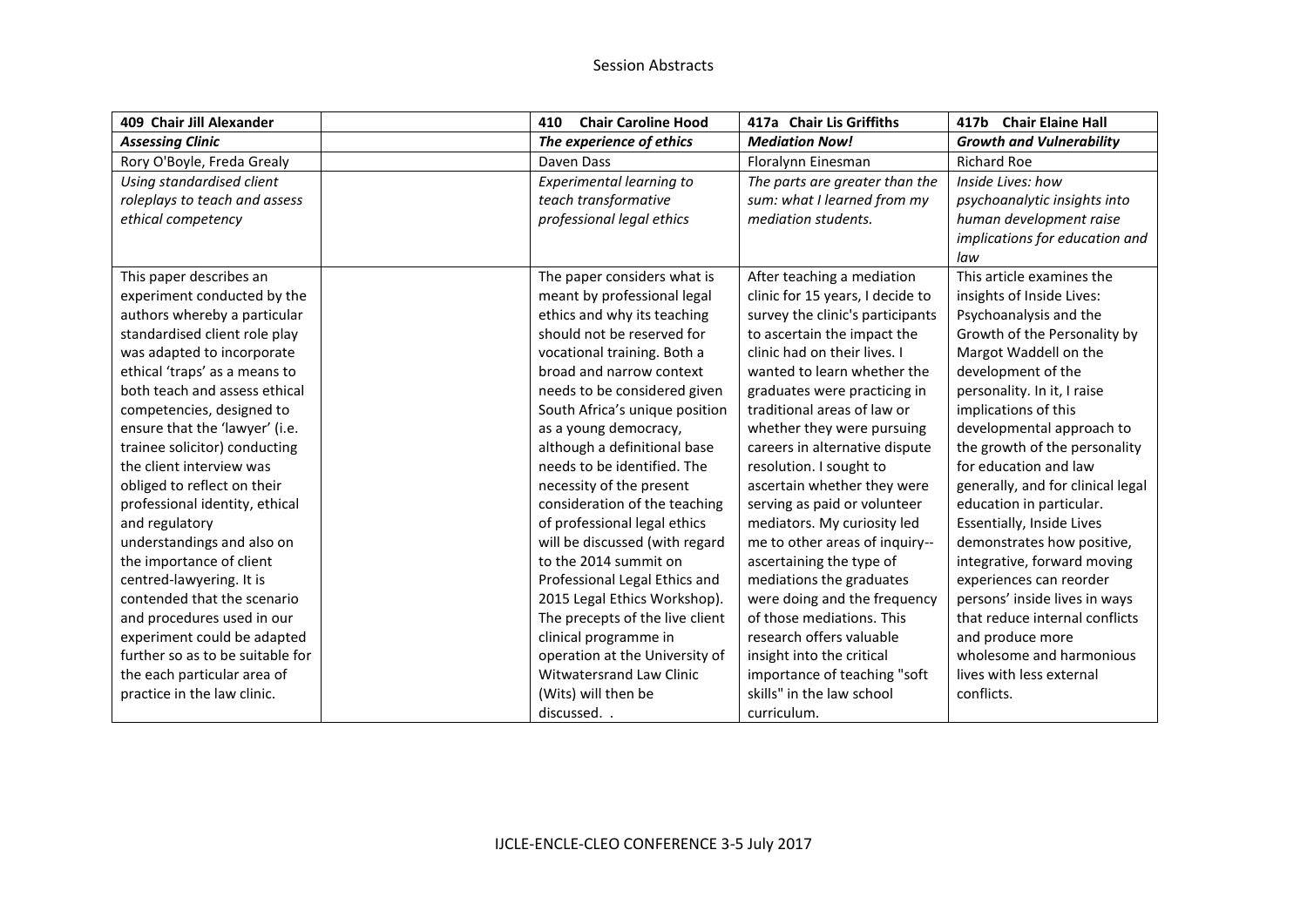| 409 Chair Jill Alexander | | 410 Chair Caroline Hood | 417a Chair Lis Griffiths | 417b Chair Elaine Hall |
|---|---|---|---|---|
| ***Assessing Clinic*** | | ***The experience of ethics*** | ***Mediation Now!*** | ***Growth and Vulnerability*** |
| Rory O'Boyle, Freda Grealy | | Daven Dass | Floralynn Einesman | Richard Roe |
| *Using standardised client roleplays to teach and assess ethical competency* | | *Experimental learning to teach transformative professional legal ethics* | *The parts are greater than the sum: what I learned from my mediation students.* | *Inside Lives: how psychoanalytic insights into human development raise implications for education and law* |
| This paper describes an experiment conducted by the authors whereby a particular standardised client role play was adapted to incorporate ethical 'traps' as a means to both teach and assess ethical competencies, designed to ensure that the 'lawyer' (i.e. trainee solicitor) conducting the client interview was obliged to reflect on their professional identity, ethical and regulatory understandings and also on the importance of client centred-lawyering. It is contended that the scenario and procedures used in our experiment could be adapted further so as to be suitable for the each particular area of practice in the law clinic. | | The paper considers what is meant by professional legal ethics and why its teaching should not be reserved for vocational training. Both a broad and narrow context needs to be considered given South Africa's unique position as a young democracy, although a definitional base needs to be identified. The necessity of the present consideration of the teaching of professional legal ethics will be discussed (with regard to the 2014 summit on Professional Legal Ethics and 2015 Legal Ethics Workshop). The precepts of the live client clinical programme in operation at the University of Witwatersrand Law Clinic (Wits) will then be discussed. . | After teaching a mediation clinic for 15 years, I decide to survey the clinic's participants to ascertain the impact the clinic had on their lives. I wanted to learn whether the graduates were practicing in traditional areas of law or whether they were pursuing careers in alternative dispute resolution. I sought to ascertain whether they were serving as paid or volunteer mediators. My curiosity led me to other areas of inquiry--ascertaining the type of mediations the graduates were doing and the frequency of those mediations. This research offers valuable insight into the critical importance of teaching "soft skills" in the law school curriculum. | This article examines the insights of Inside Lives: Psychoanalysis and the Growth of the Personality by Margot Waddell on the development of the personality. In it, I raise implications of this developmental approach to the growth of the personality for education and law generally, and for clinical legal education in particular. Essentially, Inside Lives demonstrates how positive, integrative, forward moving experiences can reorder persons' inside lives in ways that reduce internal conflicts and produce more wholesome and harmonious lives with less external conflicts. |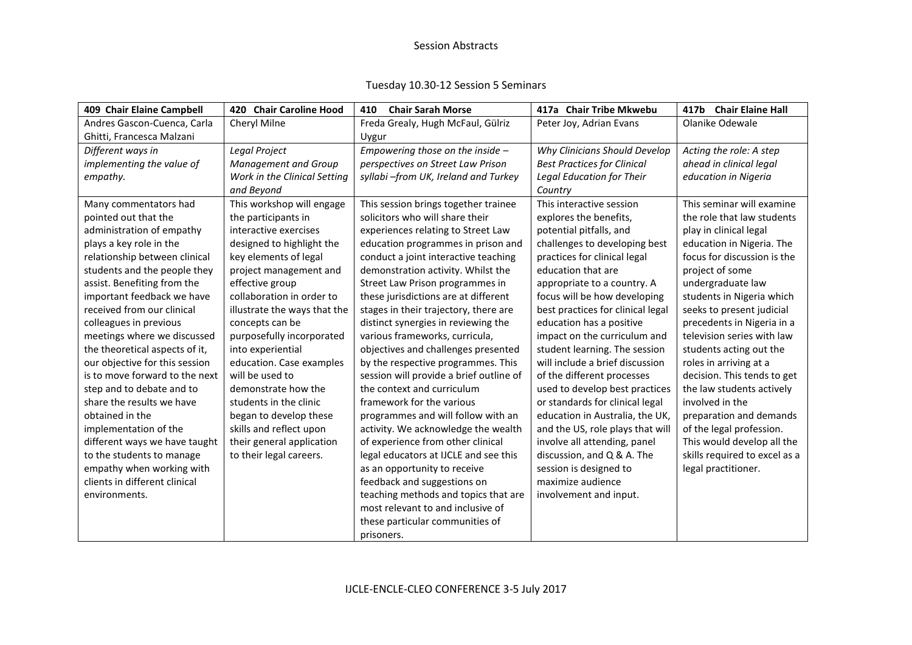Session Abstracts

Tuesday 10.30-12 Session 5 Seminars

| **409 Chair Elaine Campbell** | **420 Chair Caroline Hood** | **410 Chair Sarah Morse** | **417a Chair Tribe Mkwebu** | **417b Chair Elaine Hall** |
|---|---|---|---|---|
| Andres Gascon-Cuenca, Carla Ghitti, Francesca Malzani | Cheryl Milne | Freda Grealy, Hugh McFaul, Gülriz Uygur | Peter Joy, Adrian Evans | Olanike Odewale |
| *Different ways in implementing the value of empathy.* | *Legal Project Management and Group Work in the Clinical Setting and Beyond* | *Empowering those on the inside – perspectives on Street Law Prison syllabi –from UK, Ireland and Turkey* | *Why Clinicians Should Develop Best Practices for Clinical Legal Education for Their Country* | *Acting the role: A step ahead in clinical legal education in Nigeria* |
| Many commentators had pointed out that the administration of empathy plays a key role in the relationship between clinical students and the people they assist. Benefiting from the important feedback we have received from our clinical colleagues in previous meetings where we discussed the theoretical aspects of it, our objective for this session is to move forward to the next step and to debate and to share the results we have obtained in the implementation of the different ways we have taught to the students to manage empathy when working with clients in different clinical environments. | This workshop will engage the participants in interactive exercises designed to highlight the key elements of legal project management and effective group collaboration in order to illustrate the ways that the concepts can be purposefully incorporated into experiential education. Case examples will be used to demonstrate how the students in the clinic began to develop these skills and reflect upon their general application to their legal careers. | This session brings together trainee solicitors who will share their experiences relating to Street Law education programmes in prison and conduct a joint interactive teaching demonstration activity. Whilst the Street Law Prison programmes in these jurisdictions are at different stages in their trajectory, there are distinct synergies in reviewing the various frameworks, curricula, objectives and challenges presented by the respective programmes. This session will provide a brief outline of the context and curriculum framework for the various programmes and will follow with an activity. We acknowledge the wealth of experience from other clinical legal educators at IJCLE and see this as an opportunity to receive feedback and suggestions on teaching methods and topics that are most relevant to and inclusive of these particular communities of prisoners. | This interactive session explores the benefits, potential pitfalls, and challenges to developing best practices for clinical legal education that are appropriate to a country. A focus will be how developing best practices for clinical legal education has a positive impact on the curriculum and student learning. The session will include a brief discussion of the different processes used to develop best practices or standards for clinical legal education in Australia, the UK, and the US, role plays that will involve all attending, panel discussion, and Q & A. The session is designed to maximize audience involvement and input. | This seminar will examine the role that law students play in clinical legal education in Nigeria. The focus for discussion is the project of some undergraduate law students in Nigeria which seeks to present judicial precedents in Nigeria in a television series with law students acting out the roles in arriving at a decision. This tends to get the law students actively involved in the preparation and demands of the legal profession. This would develop all the skills required to excel as a legal practitioner. |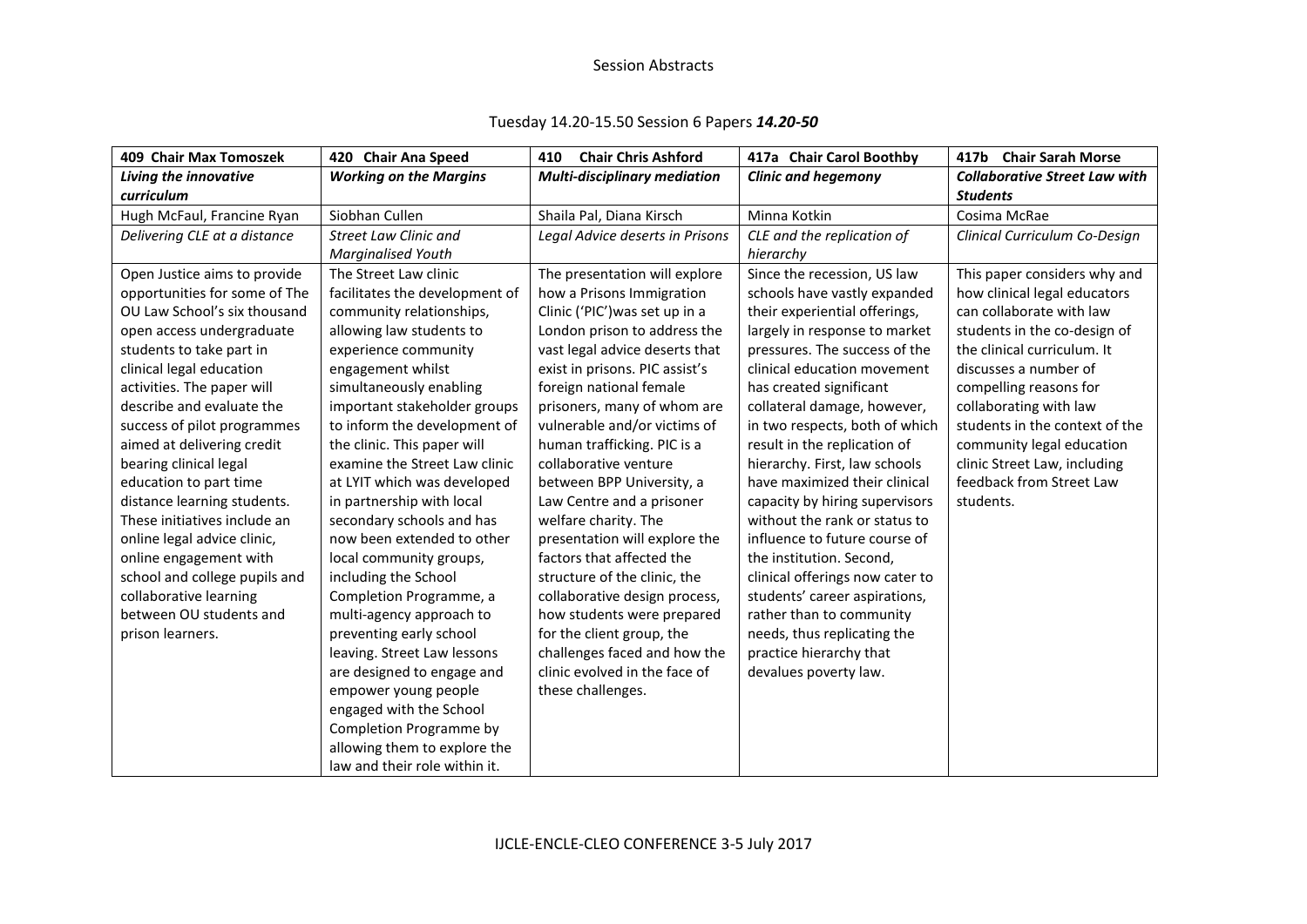## Session Abstracts

### Tuesday 14.20-15.50 Session 6 Papers *14.20-50*

| **409 Chair Max Tomoszek** | **420 Chair Ana Speed** | **410 Chair Chris Ashford** | **417a Chair Carol Boothby** | **417b Chair Sarah Morse** |
|---|---|---|---|---|
| ***Living the innovative curriculum*** | ***Working on the Margins*** | ***Multi-disciplinary mediation*** | ***Clinic and hegemony*** | ***Collaborative Street Law with Students*** |
| Hugh McFaul, Francine Ryan | Siobhan Cullen | Shaila Pal, Diana Kirsch | Minna Kotkin | Cosima McRae |
| *Delivering CLE at a distance* | *Street Law Clinic and Marginalised Youth* | *Legal Advice deserts in Prisons* | *CLE and the replication of hierarchy* | *Clinical Curriculum Co-Design* |
| Open Justice aims to provide opportunities for some of The OU Law School's six thousand open access undergraduate students to take part in clinical legal education activities. The paper will describe and evaluate the success of pilot programmes aimed at delivering credit bearing clinical legal education to part time distance learning students. These initiatives include an online legal advice clinic, online engagement with school and college pupils and collaborative learning between OU students and prison learners. | The Street Law clinic facilitates the development of community relationships, allowing law students to experience community engagement whilst simultaneously enabling important stakeholder groups to inform the development of the clinic. This paper will examine the Street Law clinic at LYIT which was developed in partnership with local secondary schools and has now been extended to other local community groups, including the School Completion Programme, a multi-agency approach to preventing early school leaving. Street Law lessons are designed to engage and empower young people engaged with the School Completion Programme by allowing them to explore the law and their role within it. | The presentation will explore how a Prisons Immigration Clinic ('PIC')was set up in a London prison to address the vast legal advice deserts that exist in prisons. PIC assist's foreign national female prisoners, many of whom are vulnerable and/or victims of human trafficking. PIC is a collaborative venture between BPP University, a Law Centre and a prisoner welfare charity. The presentation will explore the factors that affected the structure of the clinic, the collaborative design process, how students were prepared for the client group, the challenges faced and how the clinic evolved in the face of these challenges. | Since the recession, US law schools have vastly expanded their experiential offerings, largely in response to market pressures. The success of the clinical education movement has created significant collateral damage, however, in two respects, both of which result in the replication of hierarchy. First, law schools have maximized their clinical capacity by hiring supervisors without the rank or status to influence to future course of the institution. Second, clinical offerings now cater to students' career aspirations, rather than to community needs, thus replicating the practice hierarchy that devalues poverty law. | This paper considers why and how clinical legal educators can collaborate with law students in the co-design of the clinical curriculum. It discusses a number of compelling reasons for collaborating with law students in the context of the community legal education clinic Street Law, including feedback from Street Law students. |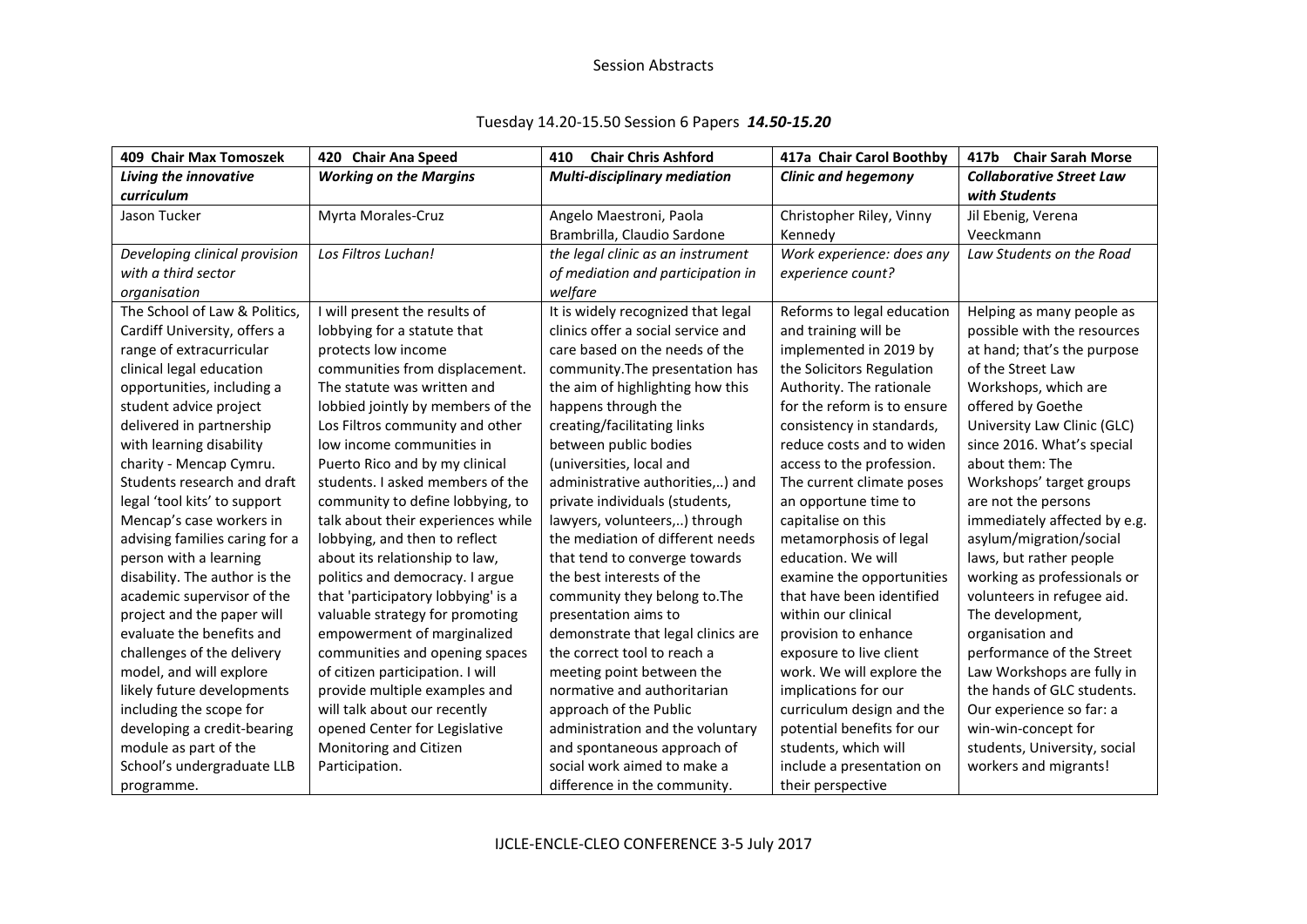Session Abstracts

Tuesday 14.20-15.50 Session 6 Papers ***14.50-15.20***

| **409 Chair Max Tomoszek** | **420 Chair Ana Speed** | **410 Chair Chris Ashford** | **417a Chair Carol Boothby** | **417b Chair Sarah Morse** |
|---|---|---|---|---|
| ***Living the innovative curriculum*** | ***Working on the Margins*** | ***Multi-disciplinary mediation*** | ***Clinic and hegemony*** | ***Collaborative Street Law with Students*** |
| Jason Tucker | Myrta Morales-Cruz | Angelo Maestroni, Paola Brambrilla, Claudio Sardone | Christopher Riley, Vinny Kennedy | Jil Ebenig, Verena Veeckmann |
| *Developing clinical provision with a third sector organisation* | *Los Filtros Luchan!* | *the legal clinic as an instrument of mediation and participation in welfare* | *Work experience: does any experience count?* | *Law Students on the Road* |
| The School of Law & Politics, Cardiff University, offers a range of extracurricular clinical legal education opportunities, including a student advice project delivered in partnership with learning disability charity - Mencap Cymru. Students research and draft legal 'tool kits' to support Mencap's case workers in advising families caring for a person with a learning disability. The author is the academic supervisor of the project and the paper will evaluate the benefits and challenges of the delivery model, and will explore likely future developments including the scope for developing a credit-bearing module as part of the School's undergraduate LLB programme. | I will present the results of lobbying for a statute that protects low income communities from displacement. The statute was written and lobbied jointly by members of the Los Filtros community and other low income communities in Puerto Rico and by my clinical students. I asked members of the community to define lobbying, to talk about their experiences while lobbying, and then to reflect about its relationship to law, politics and democracy. I argue that 'participatory lobbying' is a valuable strategy for promoting empowerment of marginalized communities and opening spaces of citizen participation. I will provide multiple examples and will talk about our recently opened Center for Legislative Monitoring and Citizen Participation. | It is widely recognized that legal clinics offer a social service and care based on the needs of the community.The presentation has the aim of highlighting how this happens through the creating/facilitating links between public bodies (universities, local and administrative authorities,..) and private individuals (students, lawyers, volunteers,..) through the mediation of different needs that tend to converge towards the best interests of the community they belong to.The presentation aims to demonstrate that legal clinics are the correct tool to reach a meeting point between the normative and authoritarian approach of the Public administration and the voluntary and spontaneous approach of social work aimed to make a difference in the community. | Reforms to legal education and training will be implemented in 2019 by the Solicitors Regulation Authority. The rationale for the reform is to ensure consistency in standards, reduce costs and to widen access to the profession. The current climate poses an opportune time to capitalise on this metamorphosis of legal education. We will examine the opportunities that have been identified within our clinical provision to enhance exposure to live client work. We will explore the implications for our curriculum design and the potential benefits for our students, which will include a presentation on their perspective | Helping as many people as possible with the resources at hand; that's the purpose of the Street Law Workshops, which are offered by Goethe University Law Clinic (GLC) since 2016. What's special about them: The Workshops' target groups are not the persons immediately affected by e.g. asylum/migration/social laws, but rather people working as professionals or volunteers in refugee aid. The development, organisation and performance of the Street Law Workshops are fully in the hands of GLC students. Our experience so far: a win-win-concept for students, University, social workers and migrants! |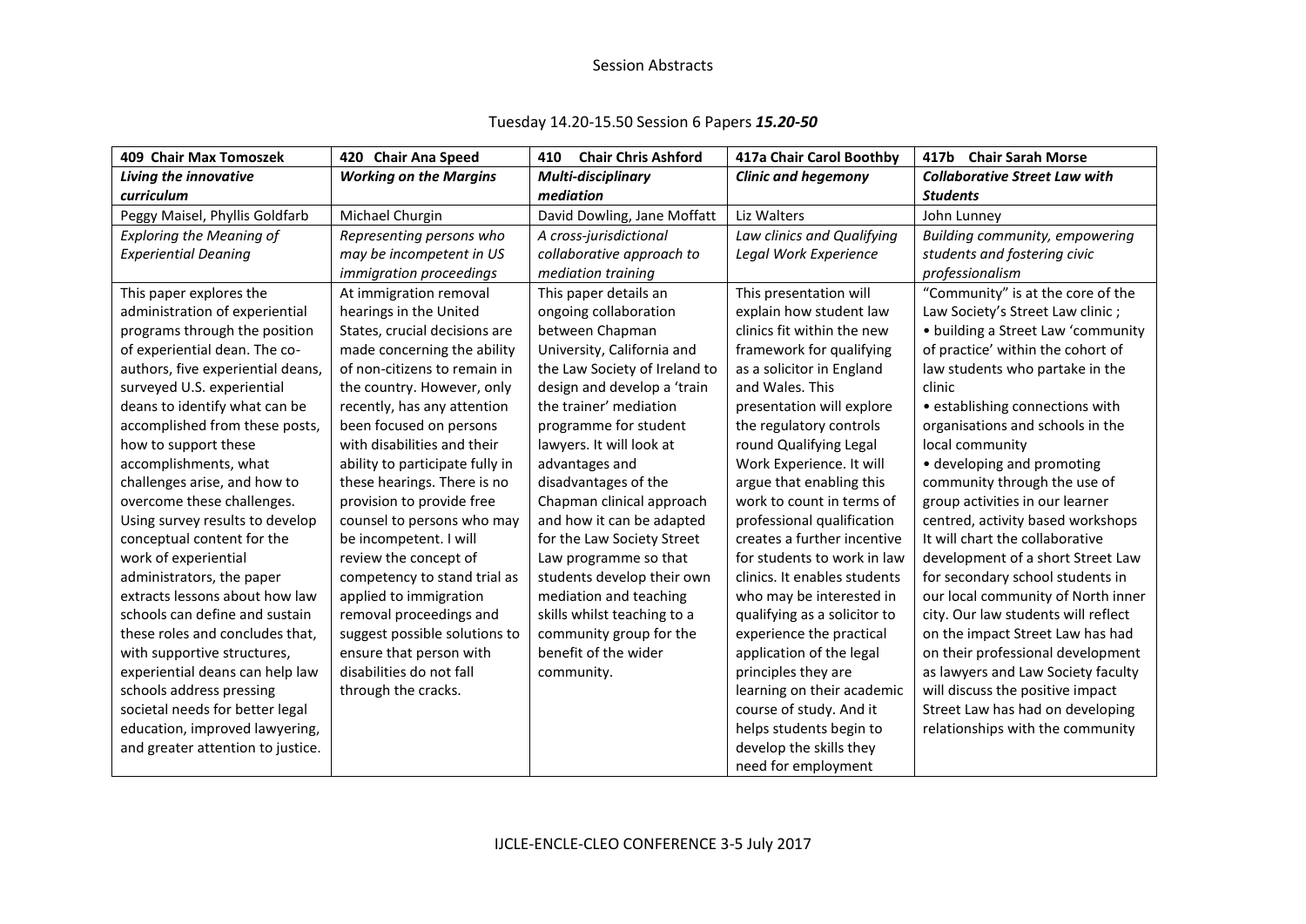Session Abstracts

Tuesday 14.20-15.50 Session 6 Papers ***15.20-50***

| **409 Chair Max Tomoszek** | **420 Chair Ana Speed** | **410 Chair Chris Ashford** | **417a Chair Carol Boothby** | **417b Chair Sarah Morse** |
|---|---|---|---|---|
| ***Living the innovative curriculum*** | ***Working on the Margins*** | ***Multi-disciplinary mediation*** | ***Clinic and hegemony*** | ***Collaborative Street Law with Students*** |
| Peggy Maisel, Phyllis Goldfarb | Michael Churgin | David Dowling, Jane Moffatt | Liz Walters | John Lunney |
| *Exploring the Meaning of Experiential Deaning* | *Representing persons who may be incompetent in US immigration proceedings* | *A cross-jurisdictional collaborative approach to mediation training* | *Law clinics and Qualifying Legal Work Experience* | *Building community, empowering students and fostering civic professionalism* |
| This paper explores the administration of experiential programs through the position of experiential dean. The co-authors, five experiential deans, surveyed U.S. experiential deans to identify what can be accomplished from these posts, how to support these accomplishments, what challenges arise, and how to overcome these challenges. Using survey results to develop conceptual content for the work of experiential administrators, the paper extracts lessons about how law schools can define and sustain these roles and concludes that, with supportive structures, experiential deans can help law schools address pressing societal needs for better legal education, improved lawyering, and greater attention to justice. | At immigration removal hearings in the United States, crucial decisions are made concerning the ability of non-citizens to remain in the country. However, only recently, has any attention been focused on persons with disabilities and their ability to participate fully in these hearings. There is no provision to provide free counsel to persons who may be incompetent. I will review the concept of competency to stand trial as applied to immigration removal proceedings and suggest possible solutions to ensure that person with disabilities do not fall through the cracks. | This paper details an ongoing collaboration between Chapman University, California and the Law Society of Ireland to design and develop a 'train the trainer' mediation programme for student lawyers. It will look at advantages and disadvantages of the Chapman clinical approach and how it can be adapted for the Law Society Street Law programme so that students develop their own mediation and teaching skills whilst teaching to a community group for the benefit of the wider community. | This presentation will explain how student law clinics fit within the new framework for qualifying as a solicitor in England and Wales. This presentation will explore the regulatory controls round Qualifying Legal Work Experience. It will argue that enabling this work to count in terms of professional qualification creates a further incentive for students to work in law clinics. It enables students who may be interested in qualifying as a solicitor to experience the practical application of the legal principles they are learning on their academic course of study. And it helps students begin to develop the skills they need for employment | "Community" is at the core of the Law Society's Street Law clinic ; • building a Street Law 'community of practice' within the cohort of law students who partake in the clinic • establishing connections with organisations and schools in the local community • developing and promoting community through the use of group activities in our learner centred, activity based workshops It will chart the collaborative development of a short Street Law for secondary school students in our local community of North inner city. Our law students will reflect on the impact Street Law has had on their professional development as lawyers and Law Society faculty will discuss the positive impact Street Law has had on developing relationships with the community |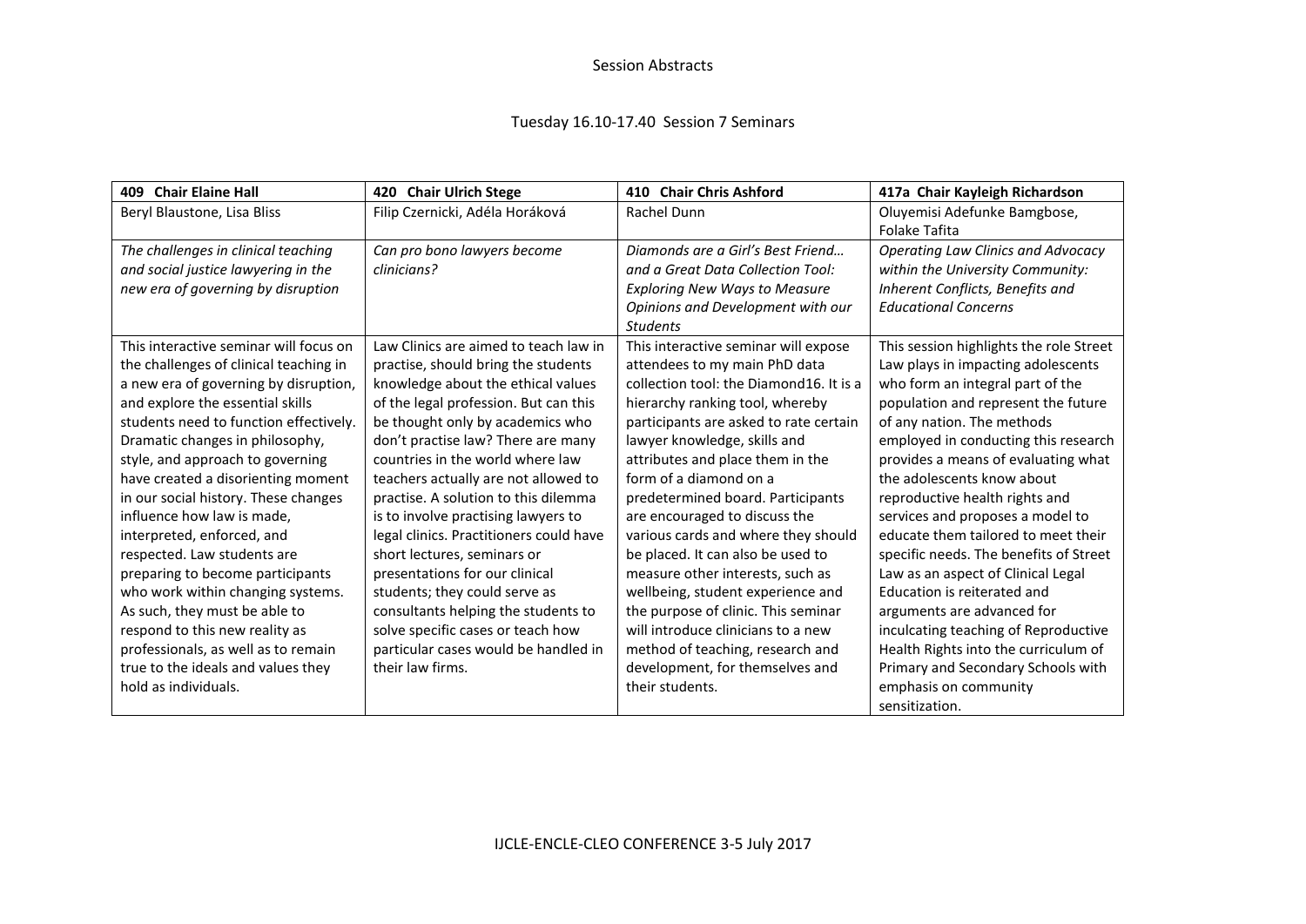Session Abstracts

Tuesday 16.10-17.40 Session 7 Seminars

| 409 Chair Elaine Hall | 420 Chair Ulrich Stege | 410 Chair Chris Ashford | 417a Chair Kayleigh Richardson |
|---|---|---|---|
| Beryl Blaustone, Lisa Bliss | Filip Czernicki, Adéla Horáková | Rachel Dunn | Oluyemisi Adefunke Bamgbose, Folake Tafita |
| *The challenges in clinical teaching and social justice lawyering in the new era of governing by disruption* | *Can pro bono lawyers become clinicians?* | *Diamonds are a Girl's Best Friend… and a Great Data Collection Tool: Exploring New Ways to Measure Opinions and Development with our Students* | *Operating Law Clinics and Advocacy within the University Community: Inherent Conflicts, Benefits and Educational Concerns* |
| This interactive seminar will focus on the challenges of clinical teaching in a new era of governing by disruption, and explore the essential skills students need to function effectively. Dramatic changes in philosophy, style, and approach to governing have created a disorienting moment in our social history. These changes influence how law is made, interpreted, enforced, and respected. Law students are preparing to become participants who work within changing systems. As such, they must be able to respond to this new reality as professionals, as well as to remain true to the ideals and values they hold as individuals. | Law Clinics are aimed to teach law in practise, should bring the students knowledge about the ethical values of the legal profession. But can this be thought only by academics who don't practise law? There are many countries in the world where law teachers actually are not allowed to practise. A solution to this dilemma is to involve practising lawyers to legal clinics. Practitioners could have short lectures, seminars or presentations for our clinical students; they could serve as consultants helping the students to solve specific cases or teach how particular cases would be handled in their law firms. | This interactive seminar will expose attendees to my main PhD data collection tool: the Diamond16. It is a hierarchy ranking tool, whereby participants are asked to rate certain lawyer knowledge, skills and attributes and place them in the form of a diamond on a predetermined board. Participants are encouraged to discuss the various cards and where they should be placed. It can also be used to measure other interests, such as wellbeing, student experience and the purpose of clinic. This seminar will introduce clinicians to a new method of teaching, research and development, for themselves and their students. | This session highlights the role Street Law plays in impacting adolescents who form an integral part of the population and represent the future of any nation. The methods employed in conducting this research provides a means of evaluating what the adolescents know about reproductive health rights and services and proposes a model to educate them tailored to meet their specific needs. The benefits of Street Law as an aspect of Clinical Legal Education is reiterated and arguments are advanced for inculcating teaching of Reproductive Health Rights into the curriculum of Primary and Secondary Schools with emphasis on community sensitization. |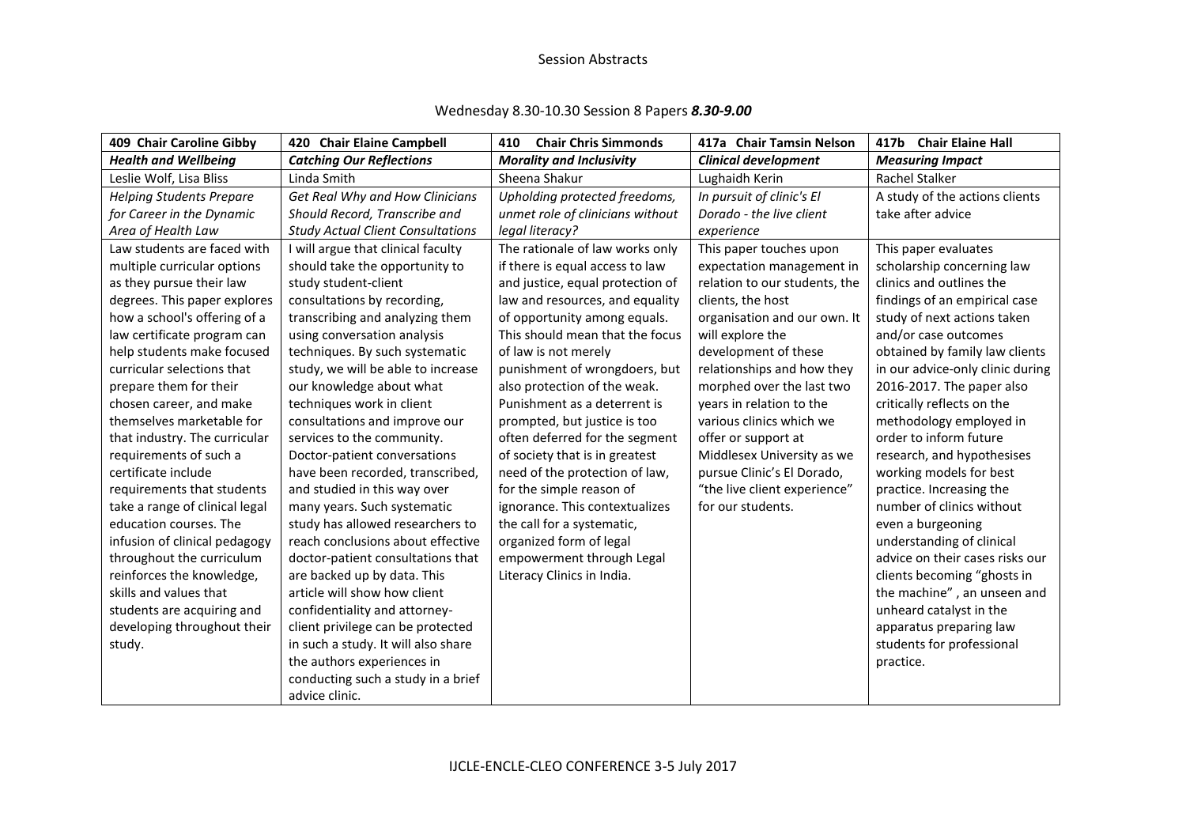Session Abstracts

Wednesday 8.30-10.30 Session 8 Papers ***8.30-9.00***

| 409 Chair Caroline Gibby | 420 Chair Elaine Campbell | 410 Chair Chris Simmonds | 417a Chair Tamsin Nelson | 417b Chair Elaine Hall |
|---|---|---|---|---|
| ***Health and Wellbeing*** | ***Catching Our Reflections*** | ***Morality and Inclusivity*** | ***Clinical development*** | ***Measuring Impact*** |
| Leslie Wolf, Lisa Bliss | Linda Smith | Sheena Shakur | Lughaidh Kerin | Rachel Stalker |
| *Helping Students Prepare for Career in the Dynamic Area of Health Law* | *Get Real Why and How Clinicians Should Record, Transcribe and Study Actual Client Consultations* | *Upholding protected freedoms, unmet role of clinicians without legal literacy?* | *In pursuit of clinic's El Dorado - the live client experience* | A study of the actions clients take after advice |
| Law students are faced with multiple curricular options as they pursue their law degrees. This paper explores how a school's offering of a law certificate program can help students make focused curricular selections that prepare them for their chosen career, and make themselves marketable for that industry. The curricular requirements of such a certificate include requirements that students take a range of clinical legal education courses. The infusion of clinical pedagogy throughout the curriculum reinforces the knowledge, skills and values that students are acquiring and developing throughout their study. | I will argue that clinical faculty should take the opportunity to study student-client consultations by recording, transcribing and analyzing them using conversation analysis techniques. By such systematic study, we will be able to increase our knowledge about what techniques work in client consultations and improve our services to the community. Doctor-patient conversations have been recorded, transcribed, and studied in this way over many years. Such systematic study has allowed researchers to reach conclusions about effective doctor-patient consultations that are backed up by data. This article will show how client confidentiality and attorney-client privilege can be protected in such a study. It will also share the authors experiences in conducting such a study in a brief advice clinic. | The rationale of law works only if there is equal access to law and justice, equal protection of law and resources, and equality of opportunity among equals. This should mean that the focus of law is not merely punishment of wrongdoers, but also protection of the weak. Punishment as a deterrent is prompted, but justice is too often deferred for the segment of society that is in greatest need of the protection of law, for the simple reason of ignorance. This contextualizes the call for a systematic, organized form of legal empowerment through Legal Literacy Clinics in India. | This paper touches upon expectation management in relation to our students, the clients, the host organisation and our own. It will explore the development of these relationships and how they morphed over the last two years in relation to the various clinics which we offer or support at Middlesex University as we pursue Clinic's El Dorado, "the live client experience" for our students. | This paper evaluates scholarship concerning law clinics and outlines the findings of an empirical case study of next actions taken and/or case outcomes obtained by family law clients in our advice-only clinic during 2016-2017. The paper also critically reflects on the methodology employed in order to inform future research, and hypothesises working models for best practice. Increasing the number of clinics without even a burgeoning understanding of clinical advice on their cases risks our clients becoming "ghosts in the machine" , an unseen and unheard catalyst in the apparatus preparing law students for professional practice. |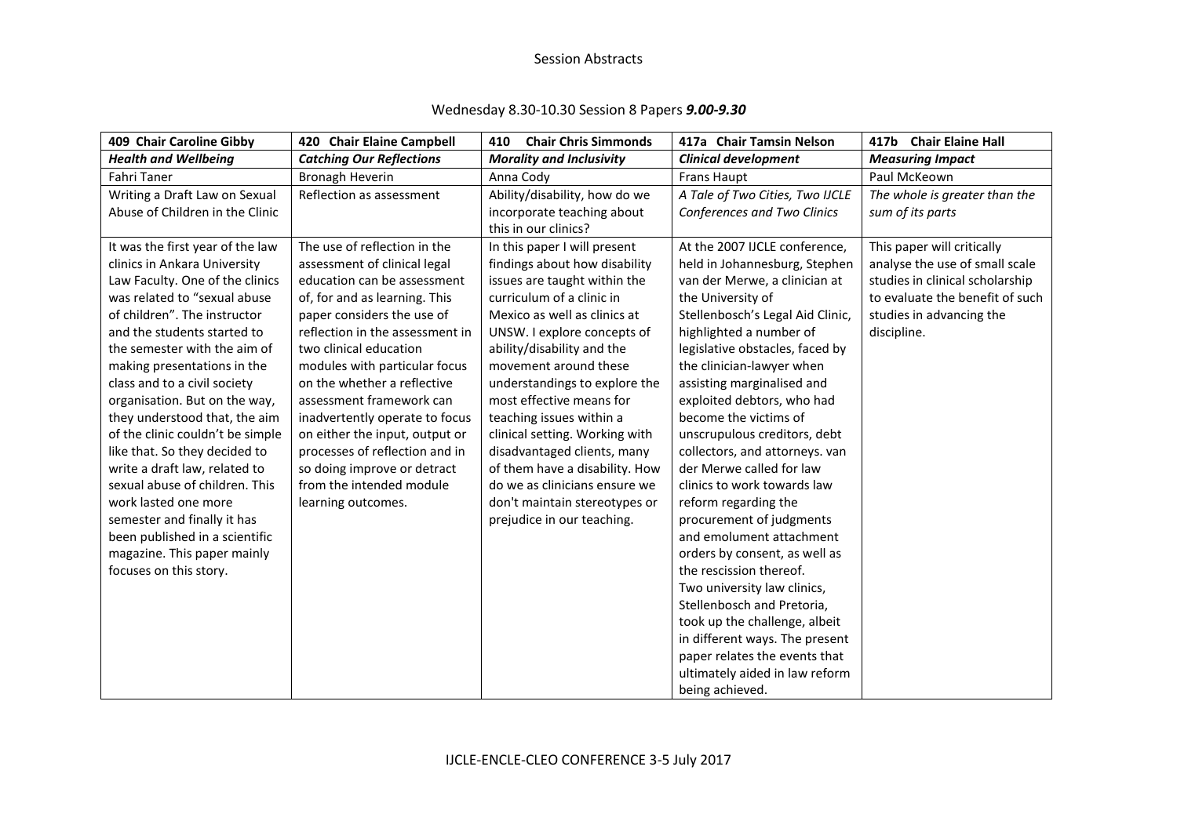Session Abstracts

Wednesday 8.30-10.30 Session 8 Papers ***9.00-9.30***

| **409 Chair Caroline Gibby** | **420 Chair Elaine Campbell** | **410 Chair Chris Simmonds** | **417a Chair Tamsin Nelson** | **417b Chair Elaine Hall** |
|---|---|---|---|---|
| ***Health and Wellbeing*** | ***Catching Our Reflections*** | ***Morality and Inclusivity*** | ***Clinical development*** | ***Measuring Impact*** |
| Fahri Taner | Bronagh Heverin | Anna Cody | Frans Haupt | Paul McKeown |
| Writing a Draft Law on Sexual Abuse of Children in the Clinic | Reflection as assessment | Ability/disability, how do we incorporate teaching about this in our clinics? | *A Tale of Two Cities, Two IJCLE Conferences and Two Clinics* | *The whole is greater than the sum of its parts* |
| It was the first year of the law clinics in Ankara University Law Faculty. One of the clinics was related to "sexual abuse of children". The instructor and the students started to the semester with the aim of making presentations in the class and to a civil society organisation. But on the way, they understood that, the aim of the clinic couldn't be simple like that. So they decided to write a draft law, related to sexual abuse of children. This work lasted one more semester and finally it has been published in a scientific magazine. This paper mainly focuses on this story. | The use of reflection in the assessment of clinical legal education can be assessment of, for and as learning. This paper considers the use of reflection in the assessment in two clinical education modules with particular focus on the whether a reflective assessment framework can inadvertently operate to focus on either the input, output or processes of reflection and in so doing improve or detract from the intended module learning outcomes. | In this paper I will present findings about how disability issues are taught within the curriculum of a clinic in Mexico as well as clinics at UNSW. I explore concepts of ability/disability and the movement around these understandings to explore the most effective means for teaching issues within a clinical setting. Working with disadvantaged clients, many of them have a disability. How do we as clinicians ensure we don't maintain stereotypes or prejudice in our teaching. | At the 2007 IJCLE conference, held in Johannesburg, Stephen van der Merwe, a clinician at the University of Stellenbosch's Legal Aid Clinic, highlighted a number of legislative obstacles, faced by the clinician-lawyer when assisting marginalised and exploited debtors, who had become the victims of unscrupulous creditors, debt collectors, and attorneys. van der Merwe called for law clinics to work towards law reform regarding the procurement of judgments and emolument attachment orders by consent, as well as the rescission thereof. Two university law clinics, Stellenbosch and Pretoria, took up the challenge, albeit in different ways. The present paper relates the events that ultimately aided in law reform being achieved. | This paper will critically analyse the use of small scale studies in clinical scholarship to evaluate the benefit of such studies in advancing the discipline. |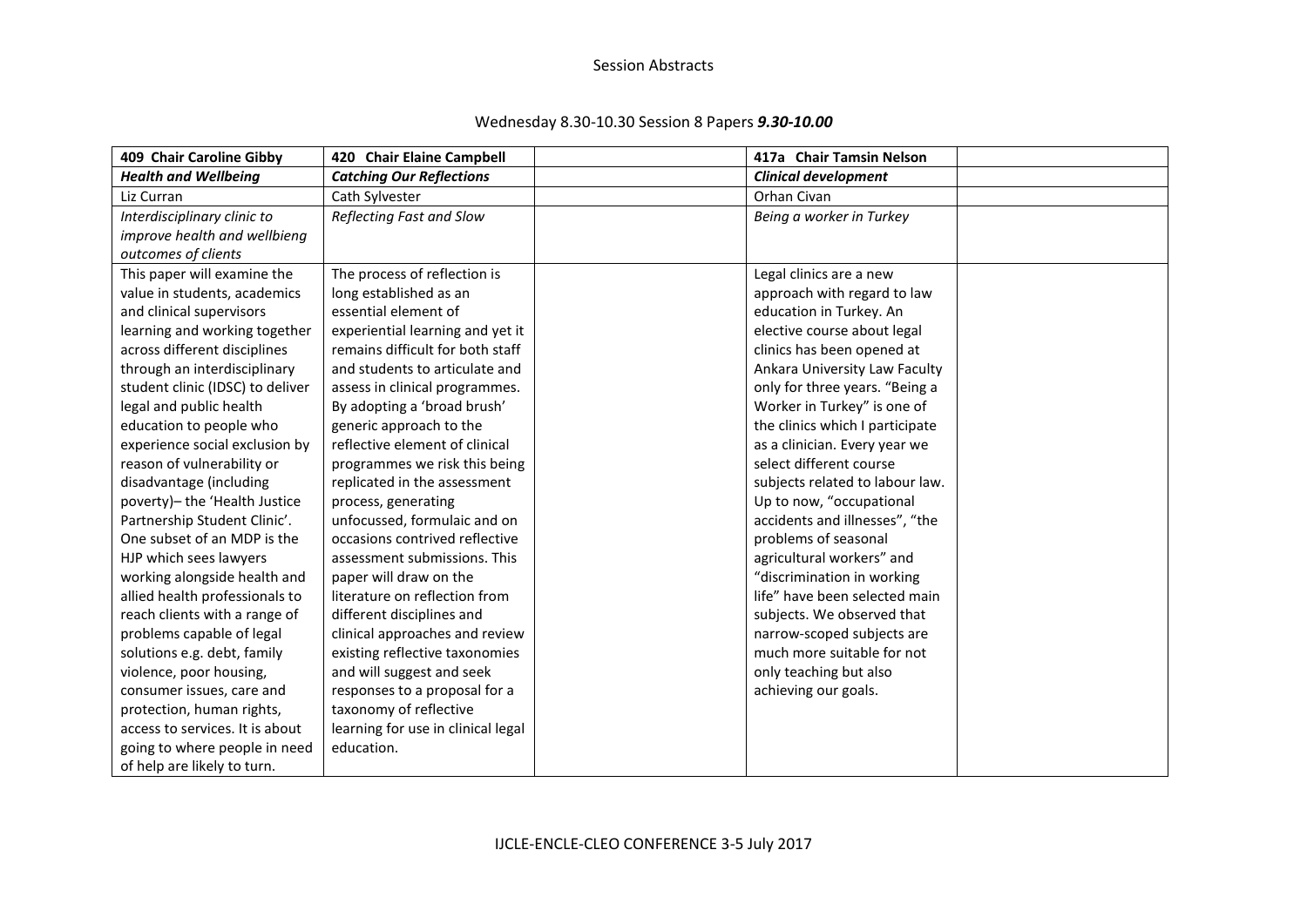Session Abstracts

Wednesday 8.30-10.30 Session 8 Papers ***9.30-10.00***

| **409 Chair Caroline Gibby** | **420 Chair Elaine Campbell** | | **417a Chair Tamsin Nelson** | |
|---|---|---|---|---|
| ***Health and Wellbeing*** | ***Catching Our Reflections*** | | ***Clinical development*** | |
| Liz Curran | Cath Sylvester | | Orhan Civan | |
| *Interdisciplinary clinic to improve health and wellbieng outcomes of clients* | *Reflecting Fast and Slow* | | *Being a worker in Turkey* | |
| This paper will examine the value in students, academics and clinical supervisors learning and working together across different disciplines through an interdisciplinary student clinic (IDSC) to deliver legal and public health education to people who experience social exclusion by reason of vulnerability or disadvantage (including poverty)– the 'Health Justice Partnership Student Clinic'. One subset of an MDP is the HJP which sees lawyers working alongside health and allied health professionals to reach clients with a range of problems capable of legal solutions e.g. debt, family violence, poor housing, consumer issues, care and protection, human rights, access to services. It is about going to where people in need of help are likely to turn. | The process of reflection is long established as an essential element of experiential learning and yet it remains difficult for both staff and students to articulate and assess in clinical programmes. By adopting a 'broad brush' generic approach to the reflective element of clinical programmes we risk this being replicated in the assessment process, generating unfocussed, formulaic and on occasions contrived reflective assessment submissions. This paper will draw on the literature on reflection from different disciplines and clinical approaches and review existing reflective taxonomies and will suggest and seek responses to a proposal for a taxonomy of reflective learning for use in clinical legal education. | | Legal clinics are a new approach with regard to law education in Turkey. An elective course about legal clinics has been opened at Ankara University Law Faculty only for three years. "Being a Worker in Turkey" is one of the clinics which I participate as a clinician. Every year we select different course subjects related to labour law. Up to now, "occupational accidents and illnesses", "the problems of seasonal agricultural workers" and "discrimination in working life" have been selected main subjects. We observed that narrow-scoped subjects are much more suitable for not only teaching but also achieving our goals. | |

IJCLE-ENCLE-CLEO CONFERENCE 3-5 July 2017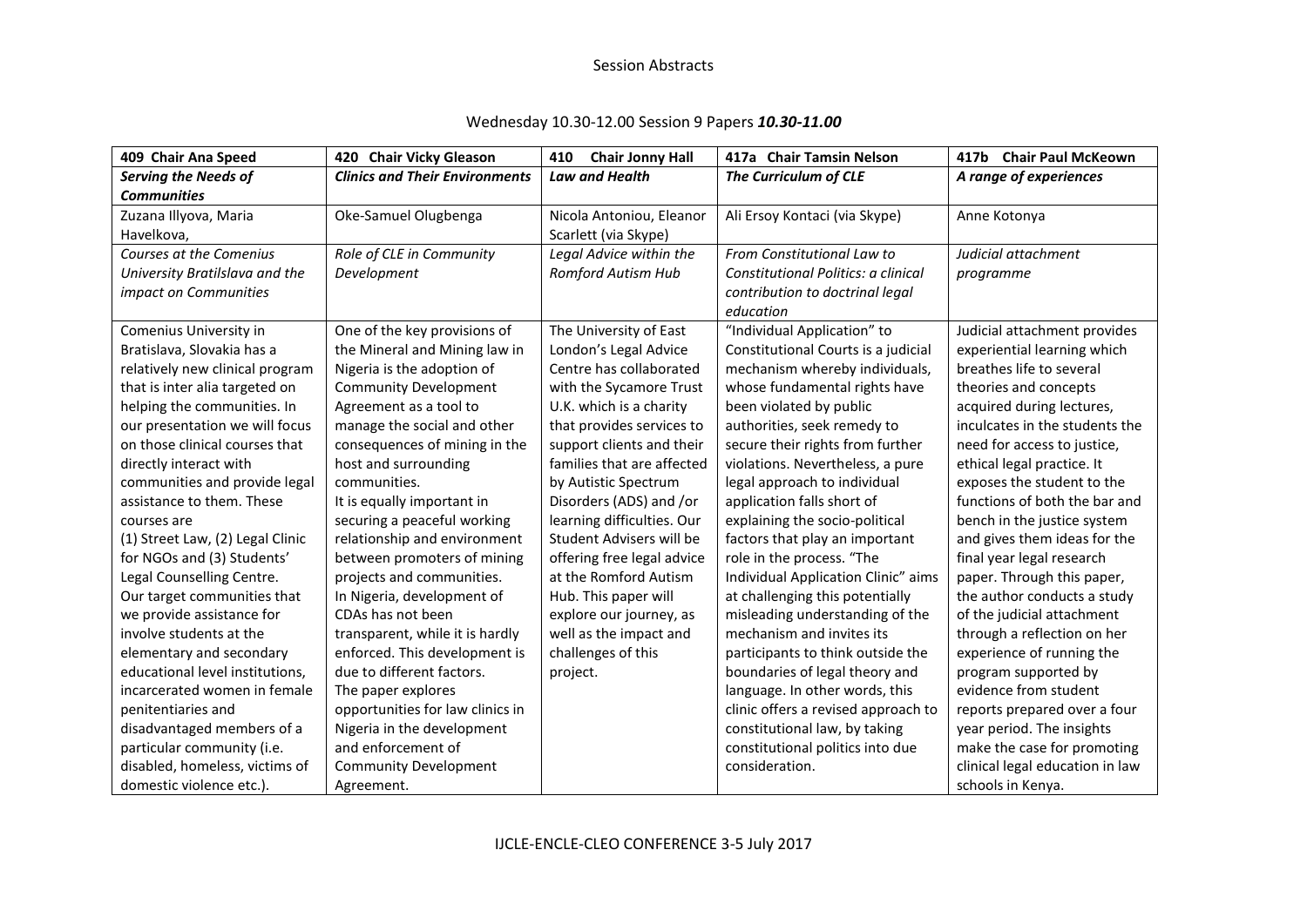Session Abstracts

## Wednesday 10.30-12.00 Session 9 Papers ***10.30-11.00***

| 409 Chair Ana Speed | 420 Chair Vicky Gleason | 410 Chair Jonny Hall | 417a Chair Tamsin Nelson | 417b Chair Paul McKeown |
|---|---|---|---|---|
| ***Serving the Needs of Communities*** | ***Clinics and Their Environments*** | ***Law and Health*** | ***The Curriculum of CLE*** | ***A range of experiences*** |
| Zuzana Illyova, Maria Havelkova, | Oke-Samuel Olugbenga | Nicola Antoniou, Eleanor Scarlett (via Skype) | Ali Ersoy Kontaci (via Skype) | Anne Kotonya |
| *Courses at the Comenius University Bratilslava and the impact on Communities* | *Role of CLE in Community Development* | *Legal Advice within the Romford Autism Hub* | *From Constitutional Law to Constitutional Politics: a clinical contribution to doctrinal legal education* | *Judicial attachment programme* |
| Comenius University in Bratislava, Slovakia has a relatively new clinical program that is inter alia targeted on helping the communities. In our presentation we will focus on those clinical courses that directly interact with communities and provide legal assistance to them. These courses are (1) Street Law, (2) Legal Clinic for NGOs and (3) Students' Legal Counselling Centre. Our target communities that we provide assistance for involve students at the elementary and secondary educational level institutions, incarcerated women in female penitentiaries and disadvantaged members of a particular community (i.e. disabled, homeless, victims of domestic violence etc.). | One of the key provisions of the Mineral and Mining law in Nigeria is the adoption of Community Development Agreement as a tool to manage the social and other consequences of mining in the host and surrounding communities. It is equally important in securing a peaceful working relationship and environment between promoters of mining projects and communities. In Nigeria, development of CDAs has not been transparent, while it is hardly enforced. This development is due to different factors. The paper explores opportunities for law clinics in Nigeria in the development and enforcement of Community Development Agreement. | The University of East London's Legal Advice Centre has collaborated with the Sycamore Trust U.K. which is a charity that provides services to support clients and their families that are affected by Autistic Spectrum Disorders (ADS) and /or learning difficulties. Our Student Advisers will be offering free legal advice at the Romford Autism Hub. This paper will explore our journey, as well as the impact and challenges of this project. | "Individual Application" to Constitutional Courts is a judicial mechanism whereby individuals, whose fundamental rights have been violated by public authorities, seek remedy to secure their rights from further violations. Nevertheless, a pure legal approach to individual application falls short of explaining the socio-political factors that play an important role in the process. "The Individual Application Clinic" aims at challenging this potentially misleading understanding of the mechanism and invites its participants to think outside the boundaries of legal theory and language. In other words, this clinic offers a revised approach to constitutional law, by taking constitutional politics into due consideration. | Judicial attachment provides experiential learning which breathes life to several theories and concepts acquired during lectures, inculcates in the students the need for access to justice, ethical legal practice. It exposes the student to the functions of both the bar and bench in the justice system and gives them ideas for the final year legal research paper. Through this paper, the author conducts a study of the judicial attachment through a reflection on her experience of running the program supported by evidence from student reports prepared over a four year period. The insights make the case for promoting clinical legal education in law schools in Kenya. |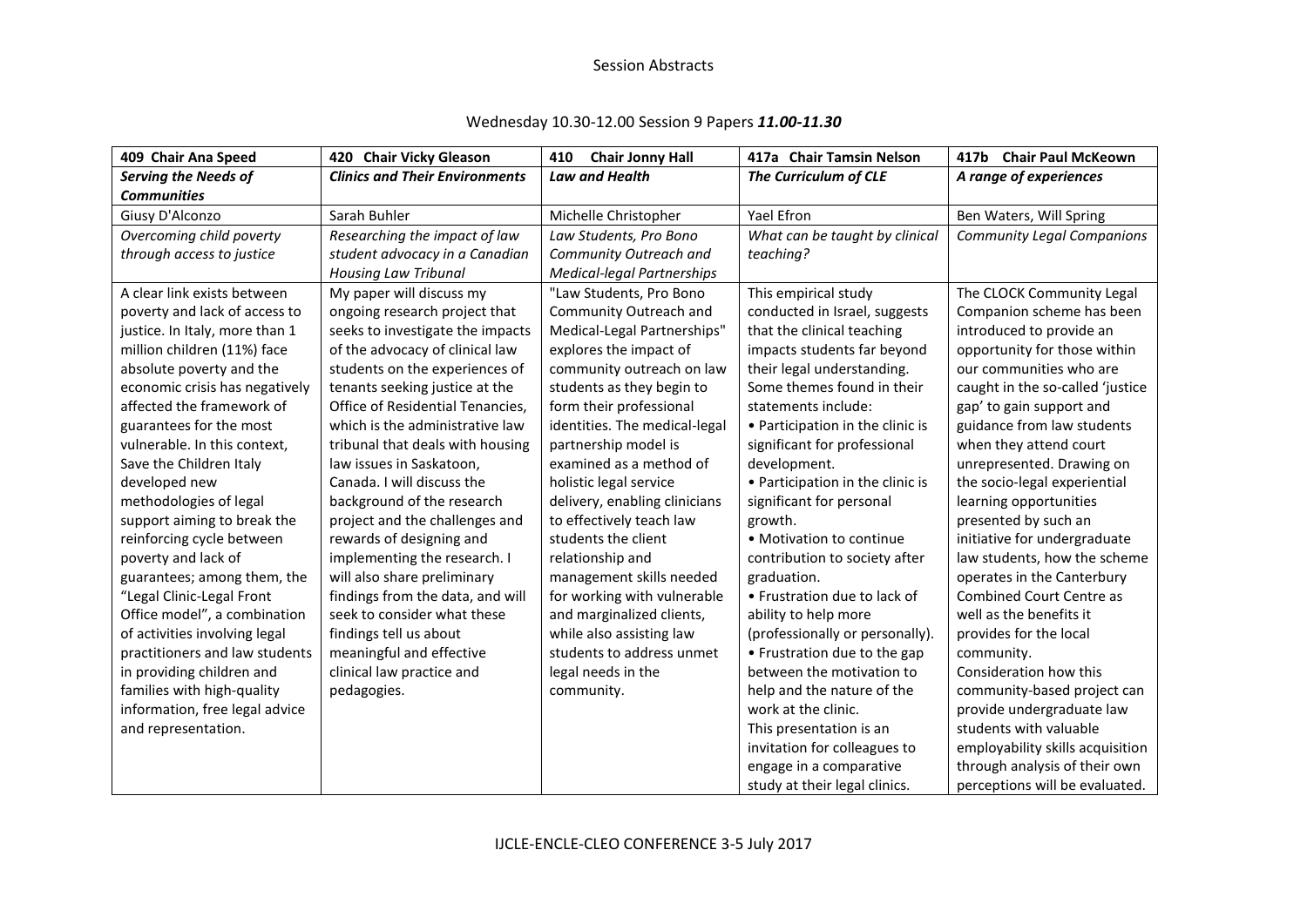Session Abstracts

Wednesday 10.30-12.00 Session 9 Papers ***11.00-11.30***

| 409 Chair Ana Speed | 420 Chair Vicky Gleason | 410 Chair Jonny Hall | 417a Chair Tamsin Nelson | 417b Chair Paul McKeown |
|---|---|---|---|---|
| ***Serving the Needs of Communities*** | ***Clinics and Their Environments*** | ***Law and Health*** | ***The Curriculum of CLE*** | ***A range of experiences*** |
| Giusy D'Alconzo | Sarah Buhler | Michelle Christopher | Yael Efron | Ben Waters, Will Spring |
| *Overcoming child poverty through access to justice* | *Researching the impact of law student advocacy in a Canadian Housing Law Tribunal* | *Law Students, Pro Bono Community Outreach and Medical-legal Partnerships* | *What can be taught by clinical teaching?* | *Community Legal Companions* |
| A clear link exists between poverty and lack of access to justice. In Italy, more than 1 million children (11%) face absolute poverty and the economic crisis has negatively affected the framework of guarantees for the most vulnerable. In this context, Save the Children Italy developed new methodologies of legal support aiming to break the reinforcing cycle between poverty and lack of guarantees; among them, the "Legal Clinic-Legal Front Office model", a combination of activities involving legal practitioners and law students in providing children and families with high-quality information, free legal advice and representation. | My paper will discuss my ongoing research project that seeks to investigate the impacts of the advocacy of clinical law students on the experiences of tenants seeking justice at the Office of Residential Tenancies, which is the administrative law tribunal that deals with housing law issues in Saskatoon, Canada. I will discuss the background of the research project and the challenges and rewards of designing and implementing the research. I will also share preliminary findings from the data, and will seek to consider what these findings tell us about meaningful and effective clinical law practice and pedagogies. | "Law Students, Pro Bono Community Outreach and Medical-Legal Partnerships" explores the impact of community outreach on law students as they begin to form their professional identities. The medical-legal partnership model is examined as a method of holistic legal service delivery, enabling clinicians to effectively teach law students the client relationship and management skills needed for working with vulnerable and marginalized clients, while also assisting law students to address unmet legal needs in the community. | This empirical study conducted in Israel, suggests that the clinical teaching impacts students far beyond their legal understanding. Some themes found in their statements include:<br>• Participation in the clinic is significant for professional development.<br>• Participation in the clinic is significant for personal growth.<br>• Motivation to continue contribution to society after graduation.<br>• Frustration due to lack of ability to help more (professionally or personally).<br>• Frustration due to the gap between the motivation to help and the nature of the work at the clinic.<br>This presentation is an invitation for colleagues to engage in a comparative study at their legal clinics. | The CLOCK Community Legal Companion scheme has been introduced to provide an opportunity for those within our communities who are caught in the so-called 'justice gap' to gain support and guidance from law students when they attend court unrepresented. Drawing on the socio-legal experiential learning opportunities presented by such an initiative for undergraduate law students, how the scheme operates in the Canterbury Combined Court Centre as well as the benefits it provides for the local community.<br>Consideration how this community-based project can provide undergraduate law students with valuable employability skills acquisition through analysis of their own perceptions will be evaluated. |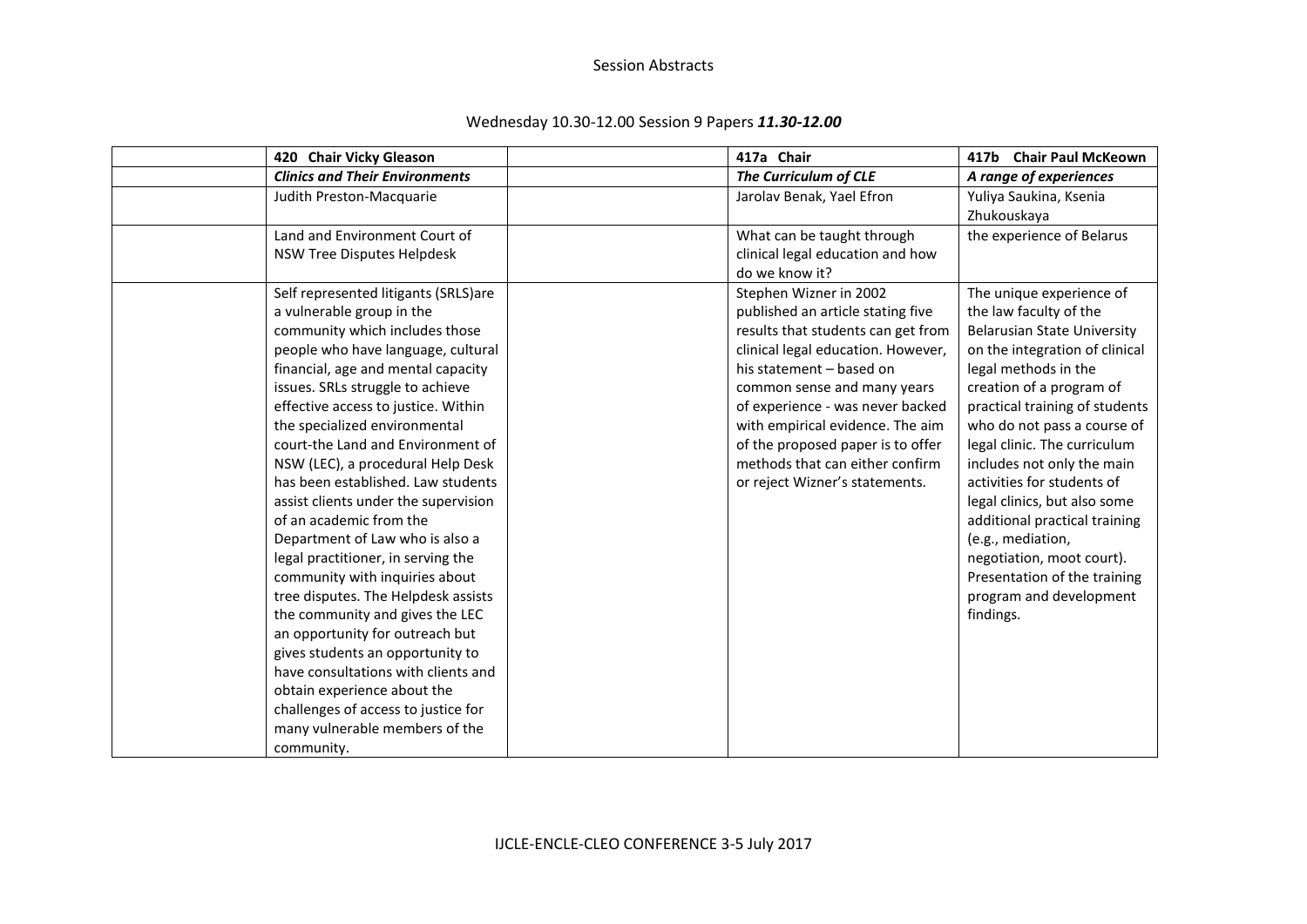Wednesday 10.30-12.00 Session 9 Papers ***11.30-12.00***

| | | | | |
|---|---|---|---|---|
| | **420 Chair Vicky Gleason** | | **417a Chair** | **417b Chair Paul McKeown** |
| | ***Clinics and Their Environments*** | | ***The Curriculum of CLE*** | ***A range of experiences*** |
| | Judith Preston-Macquarie | | Jarolav Benak, Yael Efron | Yuliya Saukina, Ksenia Zhukouskaya |
| | Land and Environment Court of NSW Tree Disputes Helpdesk | | What can be taught through clinical legal education and how do we know it? | the experience of Belarus |
| | Self represented litigants (SRLS)are a vulnerable group in the community which includes those people who have language, cultural financial, age and mental capacity issues. SRLs struggle to achieve effective access to justice. Within the specialized environmental court-the Land and Environment of NSW (LEC), a procedural Help Desk has been established. Law students assist clients under the supervision of an academic from the Department of Law who is also a legal practitioner, in serving the community with inquiries about tree disputes. The Helpdesk assists the community and gives the LEC an opportunity for outreach but gives students an opportunity to have consultations with clients and obtain experience about the challenges of access to justice for many vulnerable members of the community. | | Stephen Wizner in 2002 published an article stating five results that students can get from clinical legal education. However, his statement – based on common sense and many years of experience - was never backed with empirical evidence. The aim of the proposed paper is to offer methods that can either confirm or reject Wizner's statements. | The unique experience of the law faculty of the Belarusian State University on the integration of clinical legal methods in the creation of a program of practical training of students who do not pass a course of legal clinic. The curriculum includes not only the main activities for students of legal clinics, but also some additional practical training (e.g., mediation, negotiation, moot court). Presentation of the training program and development findings. |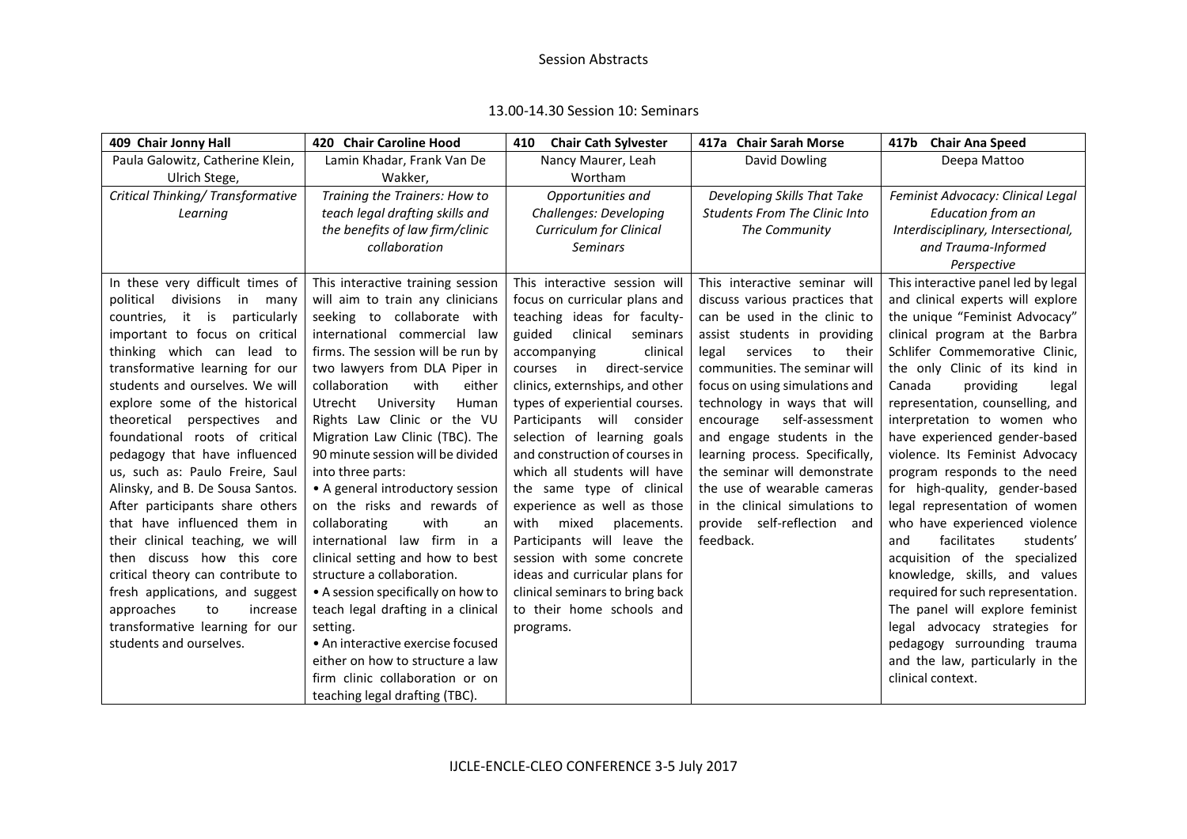Session Abstracts

## 13.00-14.30 Session 10: Seminars

| 409 Chair Jonny Hall | 420 Chair Caroline Hood | 410 Chair Cath Sylvester | 417a Chair Sarah Morse | 417b Chair Ana Speed |
|---|---|---|---|---|
| Paula Galowitz, Catherine Klein, Ulrich Stege, | Lamin Khadar, Frank Van De Wakker, | Nancy Maurer, Leah Wortham | David Dowling | Deepa Mattoo |
| *Critical Thinking/ Transformative Learning* | *Training the Trainers: How to teach legal drafting skills and the benefits of law firm/clinic collaboration* | *Opportunities and Challenges: Developing Curriculum for Clinical Seminars* | *Developing Skills That Take Students From The Clinic Into The Community* | *Feminist Advocacy: Clinical Legal Education from an Interdisciplinary, Intersectional, and Trauma-Informed Perspective* |
| In these very difficult times of political divisions in many countries, it is particularly important to focus on critical thinking which can lead to transformative learning for our students and ourselves. We will explore some of the historical theoretical perspectives and foundational roots of critical pedagogy that have influenced us, such as: Paulo Freire, Saul Alinsky, and B. De Sousa Santos. After participants share others that have influenced them in their clinical teaching, we will then discuss how this core critical theory can contribute to fresh applications, and suggest approaches to increase transformative learning for our students and ourselves. | This interactive training session will aim to train any clinicians seeking to collaborate with international commercial law firms. The session will be run by two lawyers from DLA Piper in collaboration with either Utrecht University Human Rights Law Clinic or the VU Migration Law Clinic (TBC). The 90 minute session will be divided into three parts:<br>• A general introductory session on the risks and rewards of collaborating with an international law firm in a clinical setting and how to best structure a collaboration.<br>• A session specifically on how to teach legal drafting in a clinical setting.<br>• An interactive exercise focused either on how to structure a law firm clinic collaboration or on teaching legal drafting (TBC). | This interactive session will focus on curricular plans and teaching ideas for faculty-guided clinical seminars accompanying clinical courses in direct-service clinics, externships, and other types of experiential courses. Participants will consider selection of learning goals and construction of courses in which all students will have the same type of clinical experience as well as those with mixed placements. Participants will leave the session with some concrete ideas and curricular plans for clinical seminars to bring back to their home schools and programs. | This interactive seminar will discuss various practices that can be used in the clinic to assist students in providing legal services to their communities. The seminar will focus on using simulations and technology in ways that will encourage self-assessment and engage students in the learning process. Specifically, the seminar will demonstrate the use of wearable cameras in the clinical simulations to provide self-reflection and feedback. | This interactive panel led by legal and clinical experts will explore the unique "Feminist Advocacy" clinical program at the Barbra Schlifer Commemorative Clinic, the only Clinic of its kind in Canada providing legal representation, counselling, and interpretation to women who have experienced gender-based violence. Its Feminist Advocacy program responds to the need for high-quality, gender-based legal representation of women who have experienced violence and facilitates students' acquisition of the specialized knowledge, skills, and values required for such representation. The panel will explore feminist legal advocacy strategies for pedagogy surrounding trauma and the law, particularly in the clinical context. |